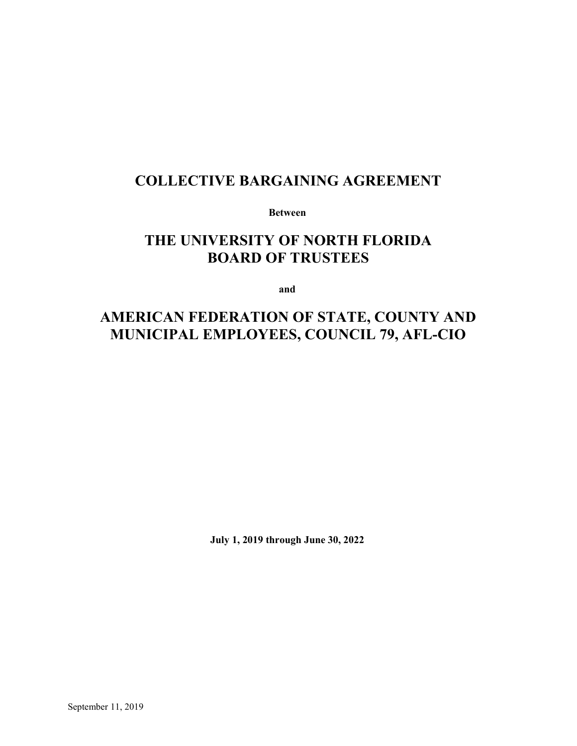# COLLECTIVE BARGAINING AGREEMENT

**Between**

# THE UNIVERSITY OF NORTH FLORIDA BOARD OF TRUSTEES

**and**

# AMERICAN FEDERATION OF STATE, COUNTY AND MUNICIPAL EMPLOYEES, COUNCIL 79, AFL-CIO

**July 1, 2019 through June 30, 2022**

September 11, 2019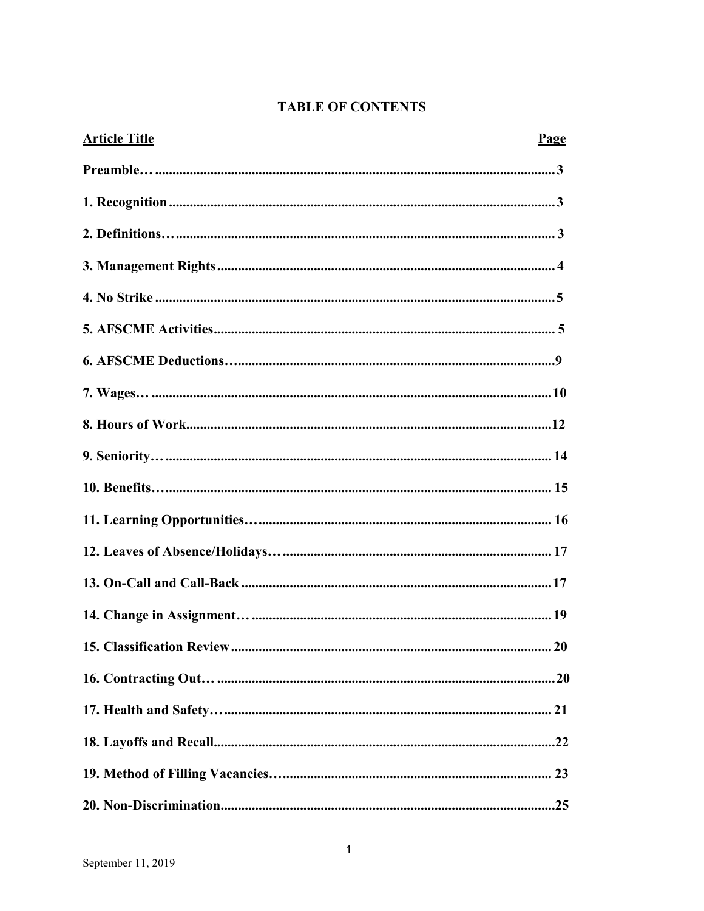# TABLE OF CONTENTS

| Article Title | Page |
|---|---|
| **Preamble…** | **3** |
| **1. Recognition** | **3** |
| **2. Definitions…** | **3** |
| **3. Management Rights** | **4** |
| **4. No Strike** | **5** |
| **5. AFSCME Activities** | **5** |
| **6. AFSCME Deductions…** | **9** |
| **7. Wages…** | **10** |
| **8. Hours of Work** | **12** |
| **9. Seniority…** | **14** |
| **10. Benefits…** | **15** |
| **11. Learning Opportunities…** | **16** |
| **12. Leaves of Absence/Holidays…** | **17** |
| **13. On-Call and Call-Back** | **17** |
| **14. Change in Assignment…** | **19** |
| **15. Classification Review** | **20** |
| **16. Contracting Out…** | **20** |
| **17. Health and Safety…** | **21** |
| **18. Layoffs and Recall** | **22** |
| **19. Method of Filling Vacancies…** | **23** |
| **20. Non-Discrimination** | **25** |

September 11, 2019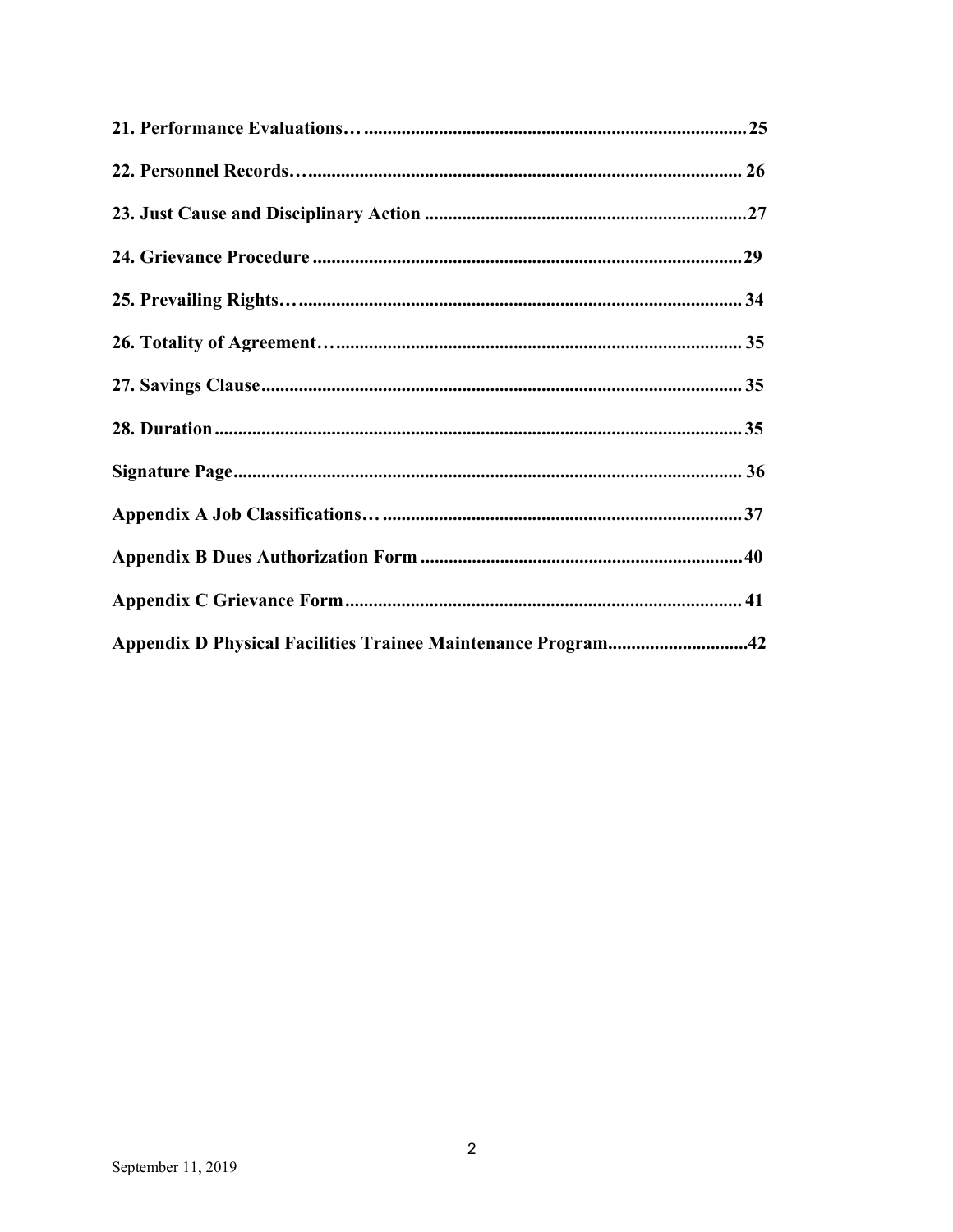**21. Performance Evaluations… .................................................................................25**

**22. Personnel Records…............................................................................................ 26**

**23. Just Cause and Disciplinary Action ....................................................................27**

**24. Grievance Procedure ..........................................................................................29**

**25. Prevailing Rights….............................................................................................. 34**

**26. Totality of Agreement…...................................................................................... 35**

**27. Savings Clause...................................................................................................... 35**

**28. Duration................................................................................................................35**

**Signature Page........................................................................................................... 36**

**Appendix A Job Classifications… ............................................................................37**

**Appendix B Dues Authorization Form ....................................................................40**

**Appendix C Grievance Form.................................................................................... 41**

**Appendix D Physical Facilities Trainee Maintenance Program.............................42**

September 11, 2019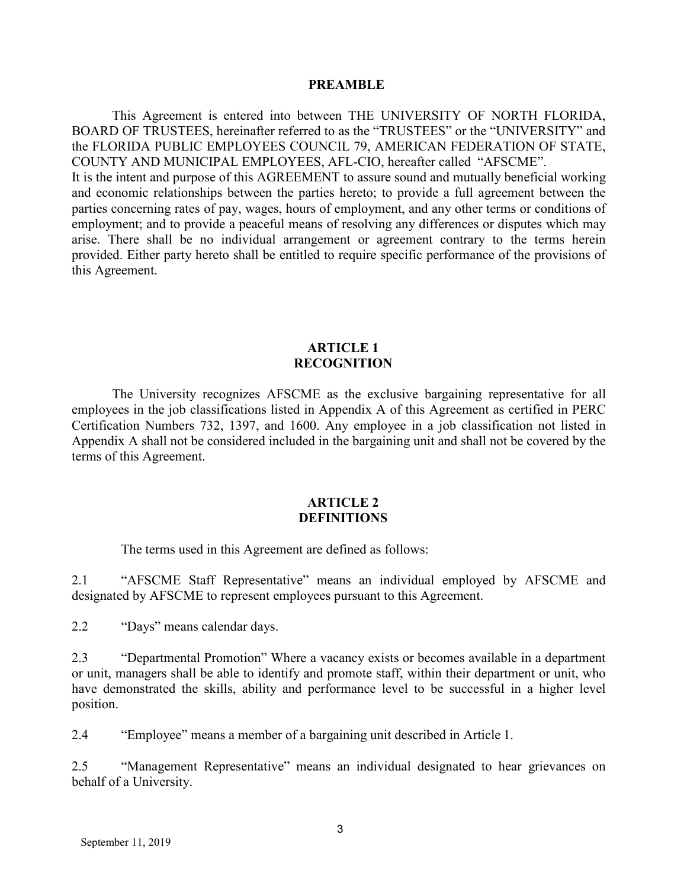## PREAMBLE

This Agreement is entered into between THE UNIVERSITY OF NORTH FLORIDA, BOARD OF TRUSTEES, hereinafter referred to as the "TRUSTEES" or the "UNIVERSITY" and the FLORIDA PUBLIC EMPLOYEES COUNCIL 79, AMERICAN FEDERATION OF STATE, COUNTY AND MUNICIPAL EMPLOYEES, AFL-CIO, hereafter called "AFSCME".
It is the intent and purpose of this AGREEMENT to assure sound and mutually beneficial working and economic relationships between the parties hereto; to provide a full agreement between the parties concerning rates of pay, wages, hours of employment, and any other terms or conditions of employment; and to provide a peaceful means of resolving any differences or disputes which may arise. There shall be no individual arrangement or agreement contrary to the terms herein provided. Either party hereto shall be entitled to require specific performance of the provisions of this Agreement.

## ARTICLE 1
## RECOGNITION

The University recognizes AFSCME as the exclusive bargaining representative for all employees in the job classifications listed in Appendix A of this Agreement as certified in PERC Certification Numbers 732, 1397, and 1600. Any employee in a job classification not listed in Appendix A shall not be considered included in the bargaining unit and shall not be covered by the terms of this Agreement.

## ARTICLE 2
## DEFINITIONS

The terms used in this Agreement are defined as follows:

2.1 "AFSCME Staff Representative" means an individual employed by AFSCME and designated by AFSCME to represent employees pursuant to this Agreement.

2.2 "Days" means calendar days.

2.3 "Departmental Promotion" Where a vacancy exists or becomes available in a department or unit, managers shall be able to identify and promote staff, within their department or unit, who have demonstrated the skills, ability and performance level to be successful in a higher level position.

2.4 "Employee" means a member of a bargaining unit described in Article 1.

2.5 "Management Representative" means an individual designated to hear grievances on behalf of a University.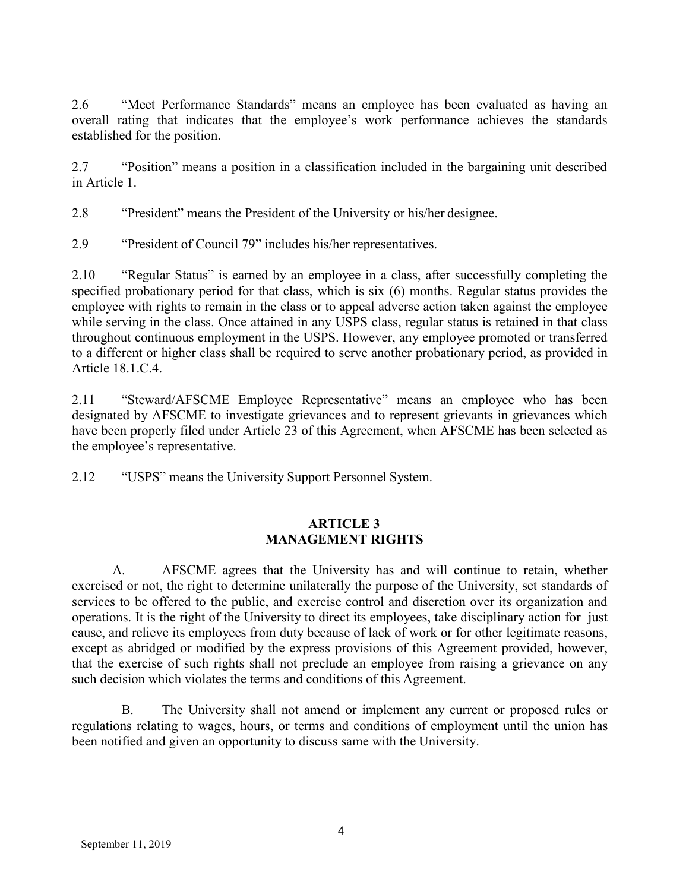2.6 "Meet Performance Standards" means an employee has been evaluated as having an overall rating that indicates that the employee's work performance achieves the standards established for the position.

2.7 "Position" means a position in a classification included in the bargaining unit described in Article 1.

2.8 "President" means the President of the University or his/her designee.

2.9 "President of Council 79" includes his/her representatives.

2.10 "Regular Status" is earned by an employee in a class, after successfully completing the specified probationary period for that class, which is six (6) months. Regular status provides the employee with rights to remain in the class or to appeal adverse action taken against the employee while serving in the class. Once attained in any USPS class, regular status is retained in that class throughout continuous employment in the USPS. However, any employee promoted or transferred to a different or higher class shall be required to serve another probationary period, as provided in Article 18.1.C.4.

2.11 "Steward/AFSCME Employee Representative" means an employee who has been designated by AFSCME to investigate grievances and to represent grievants in grievances which have been properly filed under Article 23 of this Agreement, when AFSCME has been selected as the employee's representative.

2.12 "USPS" means the University Support Personnel System.

## ARTICLE 3
## MANAGEMENT RIGHTS

A. AFSCME agrees that the University has and will continue to retain, whether exercised or not, the right to determine unilaterally the purpose of the University, set standards of services to be offered to the public, and exercise control and discretion over its organization and operations. It is the right of the University to direct its employees, take disciplinary action for just cause, and relieve its employees from duty because of lack of work or for other legitimate reasons, except as abridged or modified by the express provisions of this Agreement provided, however, that the exercise of such rights shall not preclude an employee from raising a grievance on any such decision which violates the terms and conditions of this Agreement.

B. The University shall not amend or implement any current or proposed rules or regulations relating to wages, hours, or terms and conditions of employment until the union has been notified and given an opportunity to discuss same with the University.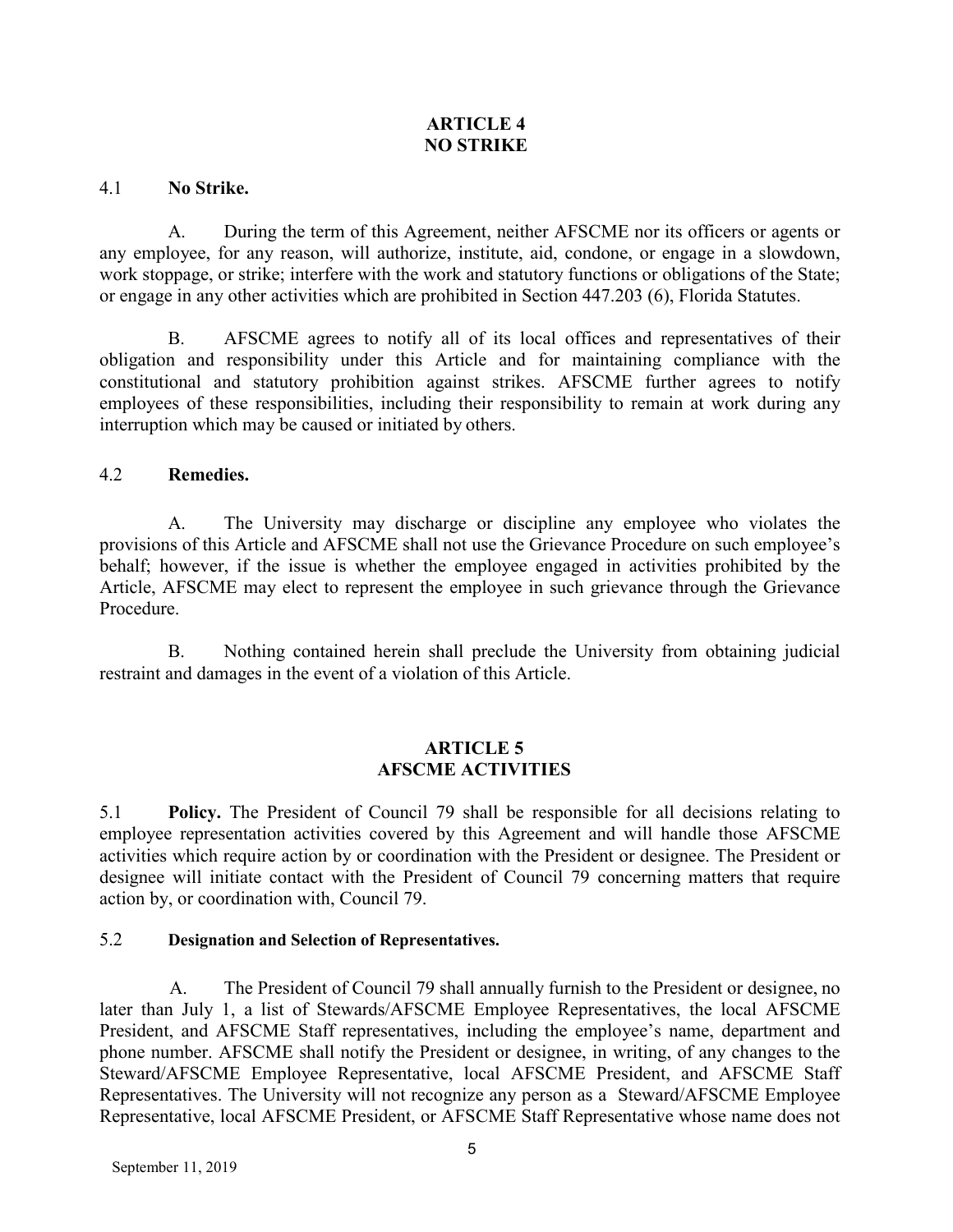## ARTICLE 4
## NO STRIKE

4.1 **No Strike.**

A. During the term of this Agreement, neither AFSCME nor its officers or agents or any employee, for any reason, will authorize, institute, aid, condone, or engage in a slowdown, work stoppage, or strike; interfere with the work and statutory functions or obligations of the State; or engage in any other activities which are prohibited in Section 447.203 (6), Florida Statutes.

B. AFSCME agrees to notify all of its local offices and representatives of their obligation and responsibility under this Article and for maintaining compliance with the constitutional and statutory prohibition against strikes. AFSCME further agrees to notify employees of these responsibilities, including their responsibility to remain at work during any interruption which may be caused or initiated by others.

4.2 **Remedies.**

A. The University may discharge or discipline any employee who violates the provisions of this Article and AFSCME shall not use the Grievance Procedure on such employee's behalf; however, if the issue is whether the employee engaged in activities prohibited by the Article, AFSCME may elect to represent the employee in such grievance through the Grievance Procedure.

B. Nothing contained herein shall preclude the University from obtaining judicial restraint and damages in the event of a violation of this Article.

## ARTICLE 5
## AFSCME ACTIVITIES

5.1 **Policy.** The President of Council 79 shall be responsible for all decisions relating to employee representation activities covered by this Agreement and will handle those AFSCME activities which require action by or coordination with the President or designee. The President or designee will initiate contact with the President of Council 79 concerning matters that require action by, or coordination with, Council 79.

5.2 **Designation and Selection of Representatives.**

A. The President of Council 79 shall annually furnish to the President or designee, no later than July 1, a list of Stewards/AFSCME Employee Representatives, the local AFSCME President, and AFSCME Staff representatives, including the employee's name, department and phone number. AFSCME shall notify the President or designee, in writing, of any changes to the Steward/AFSCME Employee Representative, local AFSCME President, and AFSCME Staff Representatives. The University will not recognize any person as a Steward/AFSCME Employee Representative, local AFSCME President, or AFSCME Staff Representative whose name does not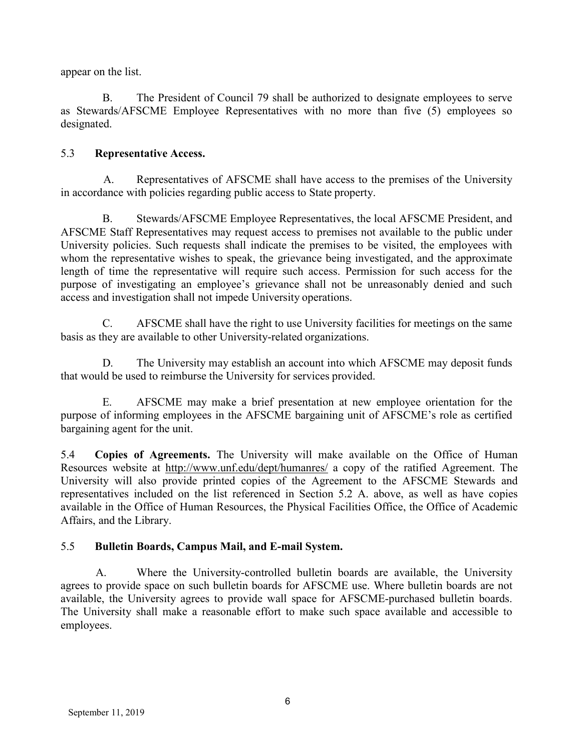appear on the list.

B. The President of Council 79 shall be authorized to designate employees to serve as Stewards/AFSCME Employee Representatives with no more than five (5) employees so designated.

5.3 **Representative Access.**

A. Representatives of AFSCME shall have access to the premises of the University in accordance with policies regarding public access to State property.

B. Stewards/AFSCME Employee Representatives, the local AFSCME President, and AFSCME Staff Representatives may request access to premises not available to the public under University policies. Such requests shall indicate the premises to be visited, the employees with whom the representative wishes to speak, the grievance being investigated, and the approximate length of time the representative will require such access. Permission for such access for the purpose of investigating an employee's grievance shall not be unreasonably denied and such access and investigation shall not impede University operations.

C. AFSCME shall have the right to use University facilities for meetings on the same basis as they are available to other University-related organizations.

D. The University may establish an account into which AFSCME may deposit funds that would be used to reimburse the University for services provided.

E. AFSCME may make a brief presentation at new employee orientation for the purpose of informing employees in the AFSCME bargaining unit of AFSCME's role as certified bargaining agent for the unit.

5.4 **Copies of Agreements.** The University will make available on the Office of Human Resources website at http://www.unf.edu/dept/humanres/ a copy of the ratified Agreement. The University will also provide printed copies of the Agreement to the AFSCME Stewards and representatives included on the list referenced in Section 5.2 A. above, as well as have copies available in the Office of Human Resources, the Physical Facilities Office, the Office of Academic Affairs, and the Library.

5.5 **Bulletin Boards, Campus Mail, and E-mail System.**

A. Where the University-controlled bulletin boards are available, the University agrees to provide space on such bulletin boards for AFSCME use. Where bulletin boards are not available, the University agrees to provide wall space for AFSCME-purchased bulletin boards. The University shall make a reasonable effort to make such space available and accessible to employees.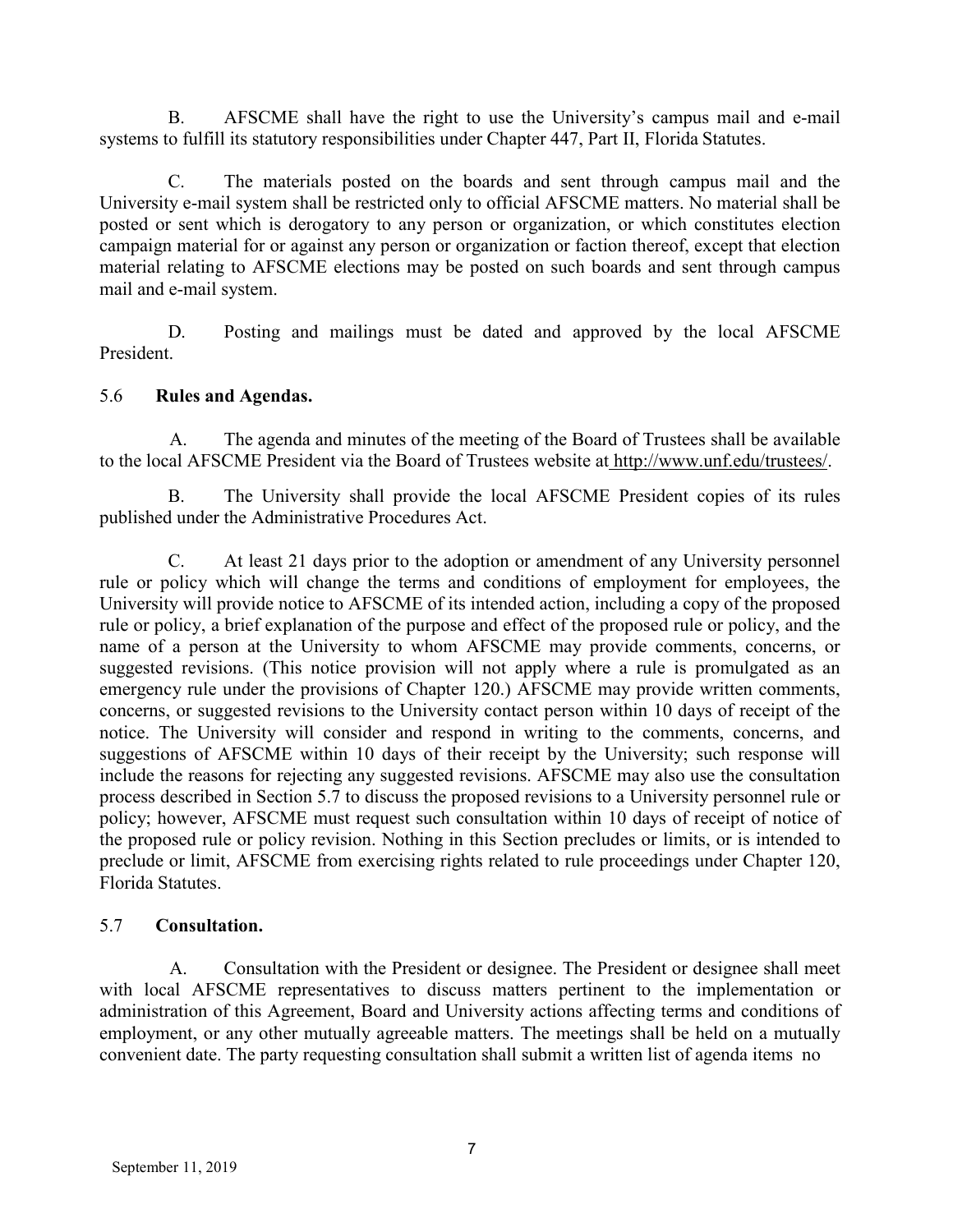B. AFSCME shall have the right to use the University's campus mail and e-mail systems to fulfill its statutory responsibilities under Chapter 447, Part II, Florida Statutes.

C. The materials posted on the boards and sent through campus mail and the University e-mail system shall be restricted only to official AFSCME matters. No material shall be posted or sent which is derogatory to any person or organization, or which constitutes election campaign material for or against any person or organization or faction thereof, except that election material relating to AFSCME elections may be posted on such boards and sent through campus mail and e-mail system.

D. Posting and mailings must be dated and approved by the local AFSCME President.

5.6 **Rules and Agendas.**

A. The agenda and minutes of the meeting of the Board of Trustees shall be available to the local AFSCME President via the Board of Trustees website at http://www.unf.edu/trustees/.

B. The University shall provide the local AFSCME President copies of its rules published under the Administrative Procedures Act.

C. At least 21 days prior to the adoption or amendment of any University personnel rule or policy which will change the terms and conditions of employment for employees, the University will provide notice to AFSCME of its intended action, including a copy of the proposed rule or policy, a brief explanation of the purpose and effect of the proposed rule or policy, and the name of a person at the University to whom AFSCME may provide comments, concerns, or suggested revisions. (This notice provision will not apply where a rule is promulgated as an emergency rule under the provisions of Chapter 120.) AFSCME may provide written comments, concerns, or suggested revisions to the University contact person within 10 days of receipt of the notice. The University will consider and respond in writing to the comments, concerns, and suggestions of AFSCME within 10 days of their receipt by the University; such response will include the reasons for rejecting any suggested revisions. AFSCME may also use the consultation process described in Section 5.7 to discuss the proposed revisions to a University personnel rule or policy; however, AFSCME must request such consultation within 10 days of receipt of notice of the proposed rule or policy revision. Nothing in this Section precludes or limits, or is intended to preclude or limit, AFSCME from exercising rights related to rule proceedings under Chapter 120, Florida Statutes.

5.7 **Consultation.**

A. Consultation with the President or designee. The President or designee shall meet with local AFSCME representatives to discuss matters pertinent to the implementation or administration of this Agreement, Board and University actions affecting terms and conditions of employment, or any other mutually agreeable matters. The meetings shall be held on a mutually convenient date. The party requesting consultation shall submit a written list of agenda items no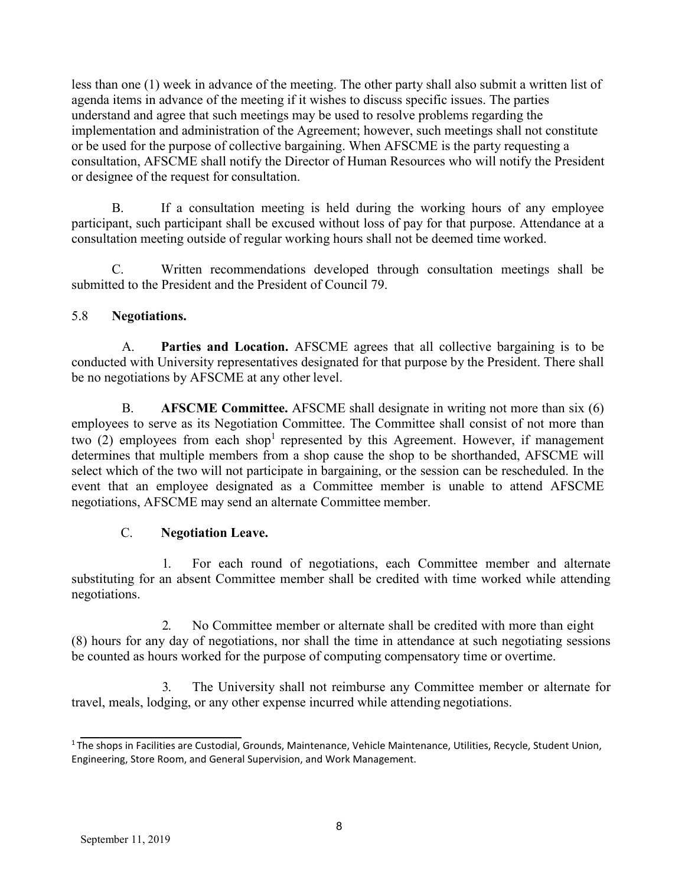less than one (1) week in advance of the meeting. The other party shall also submit a written list of agenda items in advance of the meeting if it wishes to discuss specific issues. The parties understand and agree that such meetings may be used to resolve problems regarding the implementation and administration of the Agreement; however, such meetings shall not constitute or be used for the purpose of collective bargaining. When AFSCME is the party requesting a consultation, AFSCME shall notify the Director of Human Resources who will notify the President or designee of the request for consultation.

B. If a consultation meeting is held during the working hours of any employee participant, such participant shall be excused without loss of pay for that purpose. Attendance at a consultation meeting outside of regular working hours shall not be deemed time worked.

C. Written recommendations developed through consultation meetings shall be submitted to the President and the President of Council 79.

5.8 **Negotiations.**

A. **Parties and Location.** AFSCME agrees that all collective bargaining is to be conducted with University representatives designated for that purpose by the President. There shall be no negotiations by AFSCME at any other level.

B. **AFSCME Committee.** AFSCME shall designate in writing not more than six (6) employees to serve as its Negotiation Committee. The Committee shall consist of not more than two (2) employees from each shop[1] represented by this Agreement. However, if management determines that multiple members from a shop cause the shop to be shorthanded, AFSCME will select which of the two will not participate in bargaining, or the session can be rescheduled. In the event that an employee designated as a Committee member is unable to attend AFSCME negotiations, AFSCME may send an alternate Committee member.

C. **Negotiation Leave.**

1. For each round of negotiations, each Committee member and alternate substituting for an absent Committee member shall be credited with time worked while attending negotiations.

2. No Committee member or alternate shall be credited with more than eight (8) hours for any day of negotiations, nor shall the time in attendance at such negotiating sessions be counted as hours worked for the purpose of computing compensatory time or overtime.

3. The University shall not reimburse any Committee member or alternate for travel, meals, lodging, or any other expense incurred while attending negotiations.

[1] The shops in Facilities are Custodial, Grounds, Maintenance, Vehicle Maintenance, Utilities, Recycle, Student Union, Engineering, Store Room, and General Supervision, and Work Management.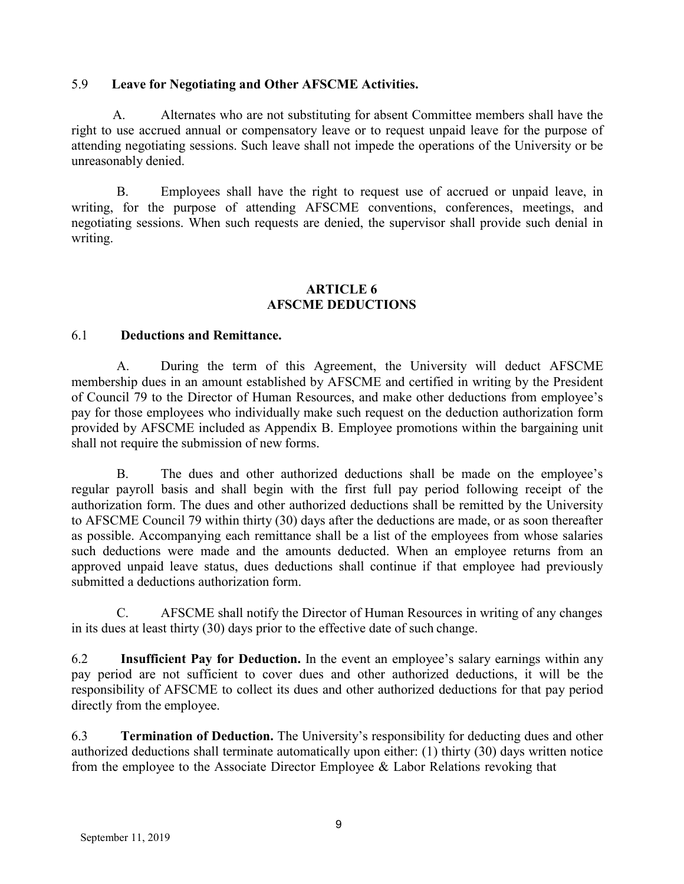5.9 **Leave for Negotiating and Other AFSCME Activities.**

A. Alternates who are not substituting for absent Committee members shall have the right to use accrued annual or compensatory leave or to request unpaid leave for the purpose of attending negotiating sessions. Such leave shall not impede the operations of the University or be unreasonably denied.

B. Employees shall have the right to request use of accrued or unpaid leave, in writing, for the purpose of attending AFSCME conventions, conferences, meetings, and negotiating sessions. When such requests are denied, the supervisor shall provide such denial in writing.

## ARTICLE 6
## AFSCME DEDUCTIONS

6.1 **Deductions and Remittance.**

A. During the term of this Agreement, the University will deduct AFSCME membership dues in an amount established by AFSCME and certified in writing by the President of Council 79 to the Director of Human Resources, and make other deductions from employee's pay for those employees who individually make such request on the deduction authorization form provided by AFSCME included as Appendix B. Employee promotions within the bargaining unit shall not require the submission of new forms.

B. The dues and other authorized deductions shall be made on the employee's regular payroll basis and shall begin with the first full pay period following receipt of the authorization form. The dues and other authorized deductions shall be remitted by the University to AFSCME Council 79 within thirty (30) days after the deductions are made, or as soon thereafter as possible. Accompanying each remittance shall be a list of the employees from whose salaries such deductions were made and the amounts deducted. When an employee returns from an approved unpaid leave status, dues deductions shall continue if that employee had previously submitted a deductions authorization form.

C. AFSCME shall notify the Director of Human Resources in writing of any changes in its dues at least thirty (30) days prior to the effective date of such change.

6.2 **Insufficient Pay for Deduction.** In the event an employee's salary earnings within any pay period are not sufficient to cover dues and other authorized deductions, it will be the responsibility of AFSCME to collect its dues and other authorized deductions for that pay period directly from the employee.

6.3 **Termination of Deduction.** The University's responsibility for deducting dues and other authorized deductions shall terminate automatically upon either: (1) thirty (30) days written notice from the employee to the Associate Director Employee & Labor Relations revoking that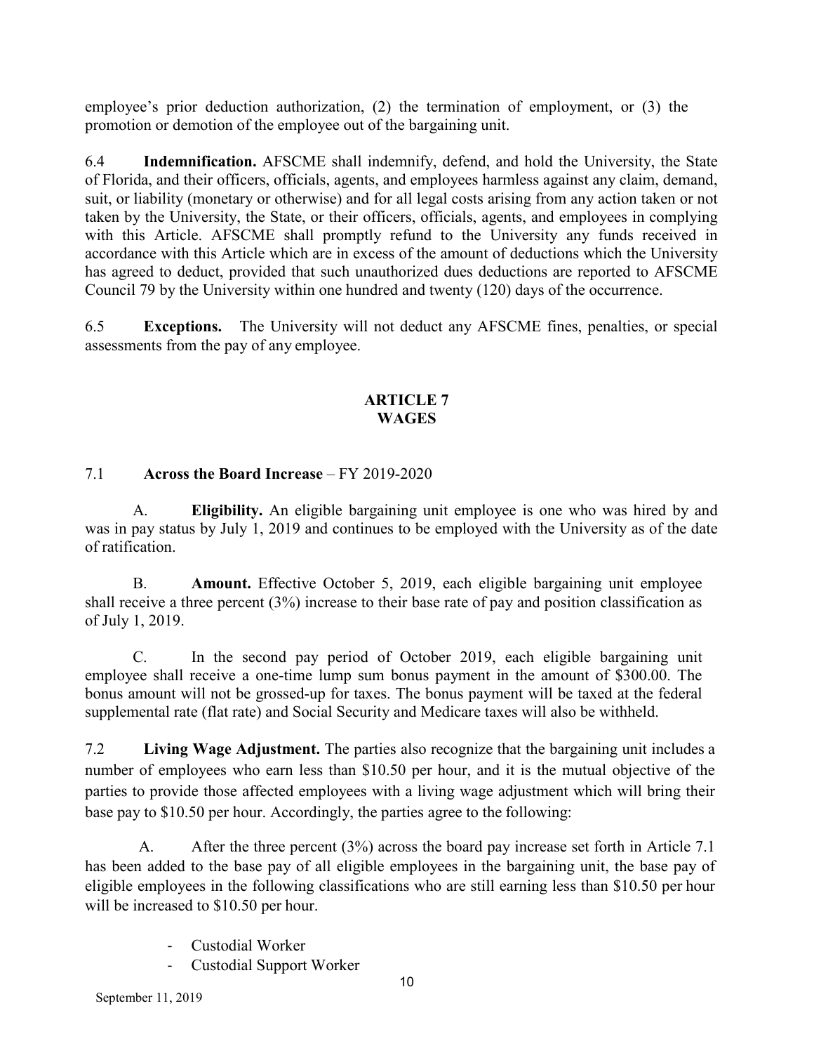employee's prior deduction authorization, (2) the termination of employment, or (3) the promotion or demotion of the employee out of the bargaining unit.

6.4 **Indemnification.** AFSCME shall indemnify, defend, and hold the University, the State of Florida, and their officers, officials, agents, and employees harmless against any claim, demand, suit, or liability (monetary or otherwise) and for all legal costs arising from any action taken or not taken by the University, the State, or their officers, officials, agents, and employees in complying with this Article. AFSCME shall promptly refund to the University any funds received in accordance with this Article which are in excess of the amount of deductions which the University has agreed to deduct, provided that such unauthorized dues deductions are reported to AFSCME Council 79 by the University within one hundred and twenty (120) days of the occurrence.

6.5 **Exceptions.** The University will not deduct any AFSCME fines, penalties, or special assessments from the pay of any employee.

## ARTICLE 7
## WAGES

7.1 **Across the Board Increase** – FY 2019-2020

A. **Eligibility.** An eligible bargaining unit employee is one who was hired by and was in pay status by July 1, 2019 and continues to be employed with the University as of the date of ratification.

B. **Amount.** Effective October 5, 2019, each eligible bargaining unit employee shall receive a three percent (3%) increase to their base rate of pay and position classification as of July 1, 2019.

C. In the second pay period of October 2019, each eligible bargaining unit employee shall receive a one-time lump sum bonus payment in the amount of $300.00. The bonus amount will not be grossed-up for taxes. The bonus payment will be taxed at the federal supplemental rate (flat rate) and Social Security and Medicare taxes will also be withheld.

7.2 **Living Wage Adjustment.** The parties also recognize that the bargaining unit includes a number of employees who earn less than $10.50 per hour, and it is the mutual objective of the parties to provide those affected employees with a living wage adjustment which will bring their base pay to $10.50 per hour. Accordingly, the parties agree to the following:

A. After the three percent (3%) across the board pay increase set forth in Article 7.1 has been added to the base pay of all eligible employees in the bargaining unit, the base pay of eligible employees in the following classifications who are still earning less than $10.50 per hour will be increased to $10.50 per hour.

- Custodial Worker
- Custodial Support Worker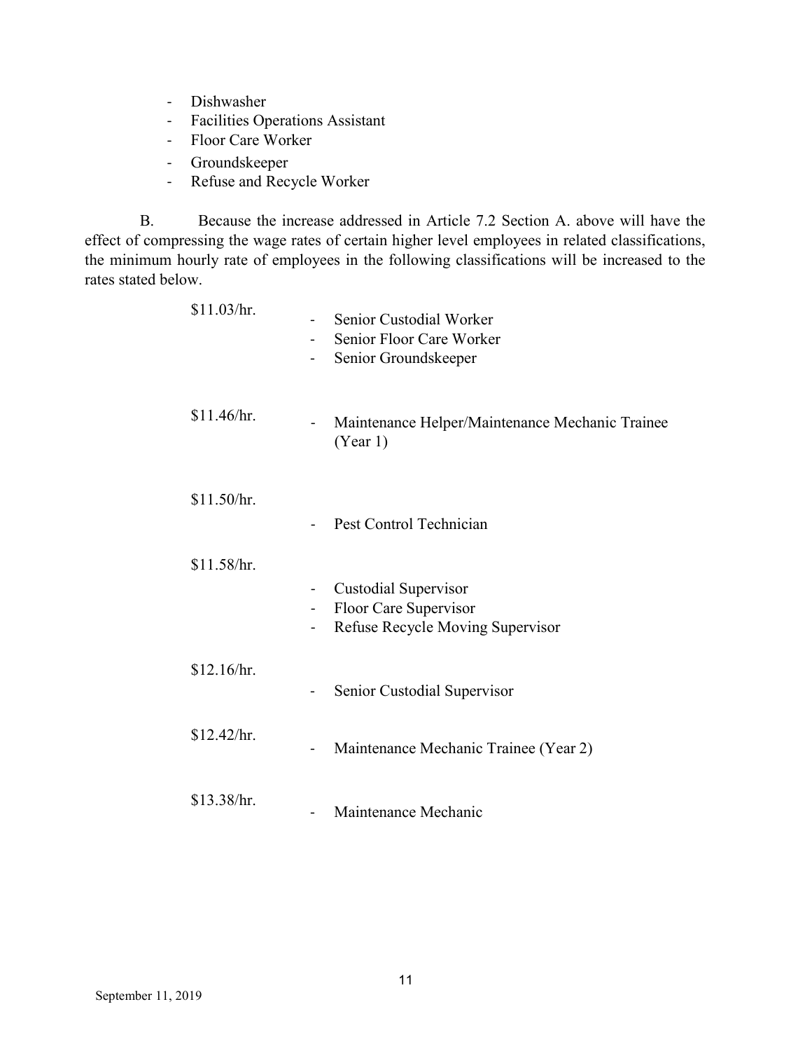- Dishwasher
- Facilities Operations Assistant
- Floor Care Worker
- Groundskeeper
- Refuse and Recycle Worker

B. Because the increase addressed in Article 7.2 Section A. above will have the effect of compressing the wage rates of certain higher level employees in related classifications, the minimum hourly rate of employees in the following classifications will be increased to the rates stated below.

$11.03/hr.
- Senior Custodial Worker
- Senior Floor Care Worker
- Senior Groundskeeper

$11.46/hr.
- Maintenance Helper/Maintenance Mechanic Trainee (Year 1)

$11.50/hr.
- Pest Control Technician

$11.58/hr.
- Custodial Supervisor
- Floor Care Supervisor
- Refuse Recycle Moving Supervisor

$12.16/hr.
- Senior Custodial Supervisor

$12.42/hr.
- Maintenance Mechanic Trainee (Year 2)

$13.38/hr.
- Maintenance Mechanic

September 11, 2019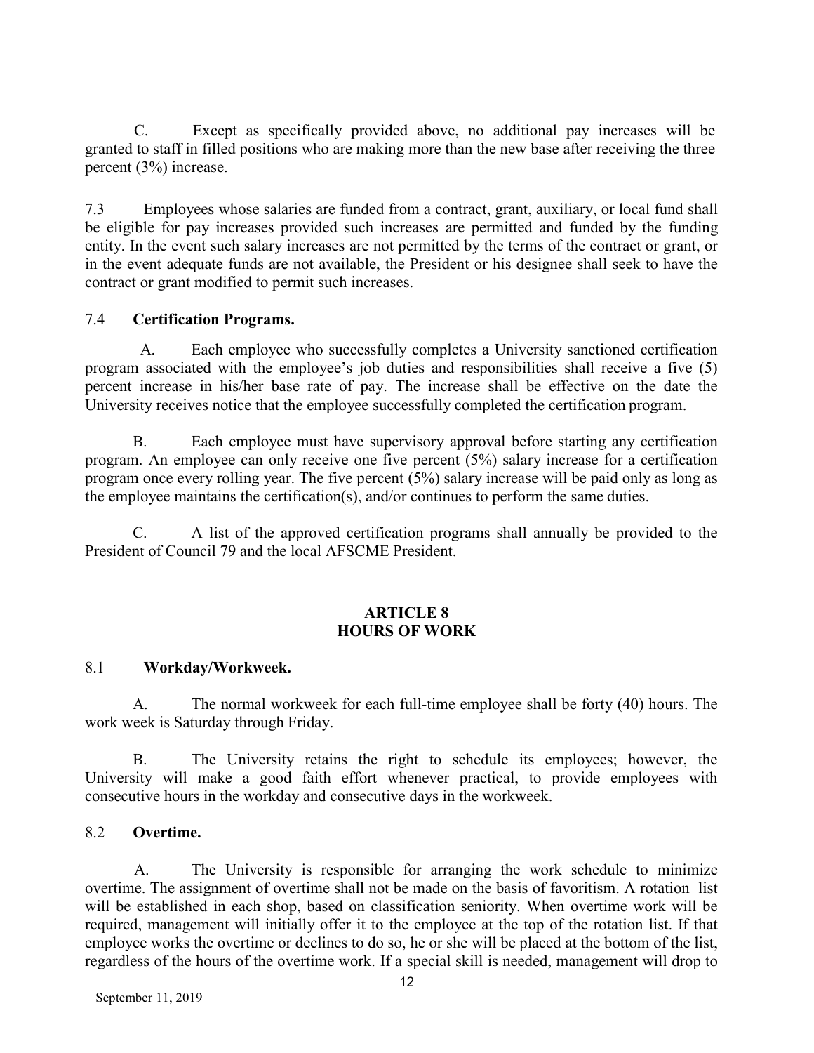C. Except as specifically provided above, no additional pay increases will be granted to staff in filled positions who are making more than the new base after receiving the three percent (3%) increase.

7.3 Employees whose salaries are funded from a contract, grant, auxiliary, or local fund shall be eligible for pay increases provided such increases are permitted and funded by the funding entity. In the event such salary increases are not permitted by the terms of the contract or grant, or in the event adequate funds are not available, the President or his designee shall seek to have the contract or grant modified to permit such increases.

7.4 **Certification Programs.**

A. Each employee who successfully completes a University sanctioned certification program associated with the employee's job duties and responsibilities shall receive a five (5) percent increase in his/her base rate of pay. The increase shall be effective on the date the University receives notice that the employee successfully completed the certification program.

B. Each employee must have supervisory approval before starting any certification program. An employee can only receive one five percent (5%) salary increase for a certification program once every rolling year. The five percent (5%) salary increase will be paid only as long as the employee maintains the certification(s), and/or continues to perform the same duties.

C. A list of the approved certification programs shall annually be provided to the President of Council 79 and the local AFSCME President.

## ARTICLE 8
## HOURS OF WORK

8.1 **Workday/Workweek.**

A. The normal workweek for each full-time employee shall be forty (40) hours. The work week is Saturday through Friday.

B. The University retains the right to schedule its employees; however, the University will make a good faith effort whenever practical, to provide employees with consecutive hours in the workday and consecutive days in the workweek.

8.2 **Overtime.**

A. The University is responsible for arranging the work schedule to minimize overtime. The assignment of overtime shall not be made on the basis of favoritism. A rotation list will be established in each shop, based on classification seniority. When overtime work will be required, management will initially offer it to the employee at the top of the rotation list. If that employee works the overtime or declines to do so, he or she will be placed at the bottom of the list, regardless of the hours of the overtime work. If a special skill is needed, management will drop to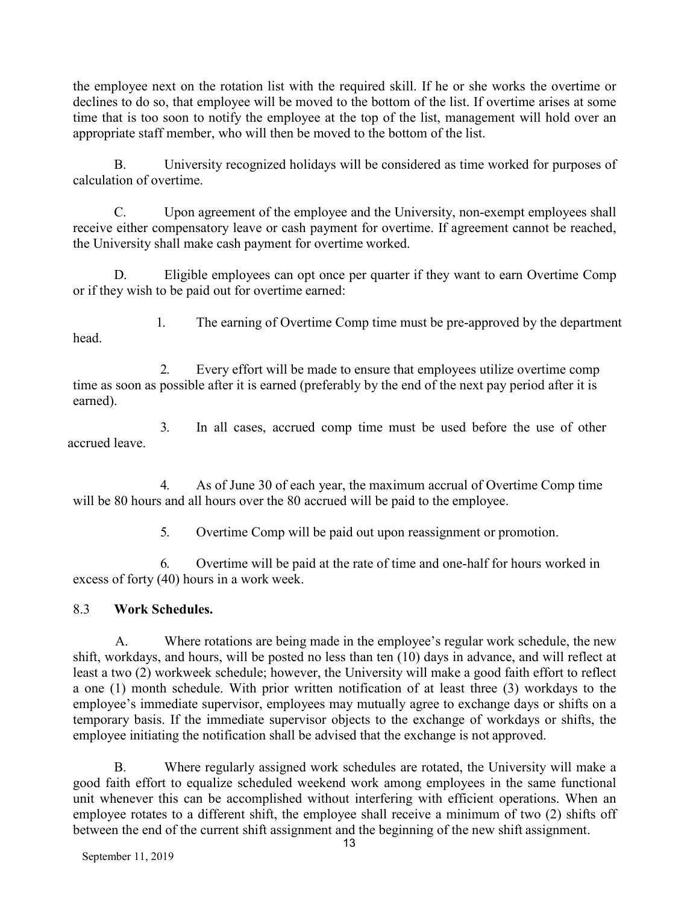the employee next on the rotation list with the required skill. If he or she works the overtime or declines to do so, that employee will be moved to the bottom of the list. If overtime arises at some time that is too soon to notify the employee at the top of the list, management will hold over an appropriate staff member, who will then be moved to the bottom of the list.

B. University recognized holidays will be considered as time worked for purposes of calculation of overtime.

C. Upon agreement of the employee and the University, non-exempt employees shall receive either compensatory leave or cash payment for overtime. If agreement cannot be reached, the University shall make cash payment for overtime worked.

D. Eligible employees can opt once per quarter if they want to earn Overtime Comp or if they wish to be paid out for overtime earned:

1. The earning of Overtime Comp time must be pre-approved by the department head.

2. Every effort will be made to ensure that employees utilize overtime comp time as soon as possible after it is earned (preferably by the end of the next pay period after it is earned).

3. In all cases, accrued comp time must be used before the use of other accrued leave.

4. As of June 30 of each year, the maximum accrual of Overtime Comp time will be 80 hours and all hours over the 80 accrued will be paid to the employee.

5. Overtime Comp will be paid out upon reassignment or promotion.

6. Overtime will be paid at the rate of time and one-half for hours worked in excess of forty (40) hours in a work week.

### 8.3 **Work Schedules.**

A. Where rotations are being made in the employee's regular work schedule, the new shift, workdays, and hours, will be posted no less than ten (10) days in advance, and will reflect at least a two (2) workweek schedule; however, the University will make a good faith effort to reflect a one (1) month schedule. With prior written notification of at least three (3) workdays to the employee's immediate supervisor, employees may mutually agree to exchange days or shifts on a temporary basis. If the immediate supervisor objects to the exchange of workdays or shifts, the employee initiating the notification shall be advised that the exchange is not approved.

B. Where regularly assigned work schedules are rotated, the University will make a good faith effort to equalize scheduled weekend work among employees in the same functional unit whenever this can be accomplished without interfering with efficient operations. When an employee rotates to a different shift, the employee shall receive a minimum of two (2) shifts off between the end of the current shift assignment and the beginning of the new shift assignment.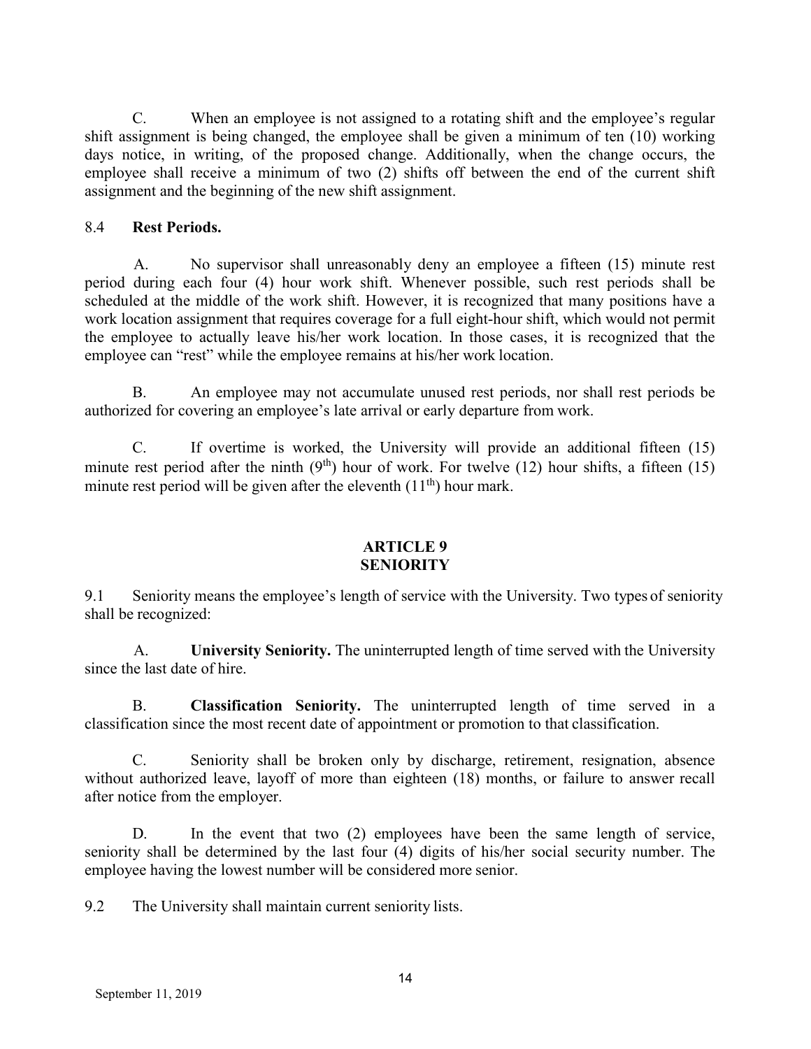C. When an employee is not assigned to a rotating shift and the employee's regular shift assignment is being changed, the employee shall be given a minimum of ten (10) working days notice, in writing, of the proposed change. Additionally, when the change occurs, the employee shall receive a minimum of two (2) shifts off between the end of the current shift assignment and the beginning of the new shift assignment.

8.4 **Rest Periods.**

A. No supervisor shall unreasonably deny an employee a fifteen (15) minute rest period during each four (4) hour work shift. Whenever possible, such rest periods shall be scheduled at the middle of the work shift. However, it is recognized that many positions have a work location assignment that requires coverage for a full eight-hour shift, which would not permit the employee to actually leave his/her work location. In those cases, it is recognized that the employee can "rest" while the employee remains at his/her work location.

B. An employee may not accumulate unused rest periods, nor shall rest periods be authorized for covering an employee's late arrival or early departure from work.

C. If overtime is worked, the University will provide an additional fifteen (15) minute rest period after the ninth (9th) hour of work. For twelve (12) hour shifts, a fifteen (15) minute rest period will be given after the eleventh (11th) hour mark.

## ARTICLE 9
## SENIORITY

9.1 Seniority means the employee's length of service with the University. Two types of seniority shall be recognized:

A. **University Seniority.** The uninterrupted length of time served with the University since the last date of hire.

B. **Classification Seniority.** The uninterrupted length of time served in a classification since the most recent date of appointment or promotion to that classification.

C. Seniority shall be broken only by discharge, retirement, resignation, absence without authorized leave, layoff of more than eighteen (18) months, or failure to answer recall after notice from the employer.

D. In the event that two (2) employees have been the same length of service, seniority shall be determined by the last four (4) digits of his/her social security number. The employee having the lowest number will be considered more senior.

9.2 The University shall maintain current seniority lists.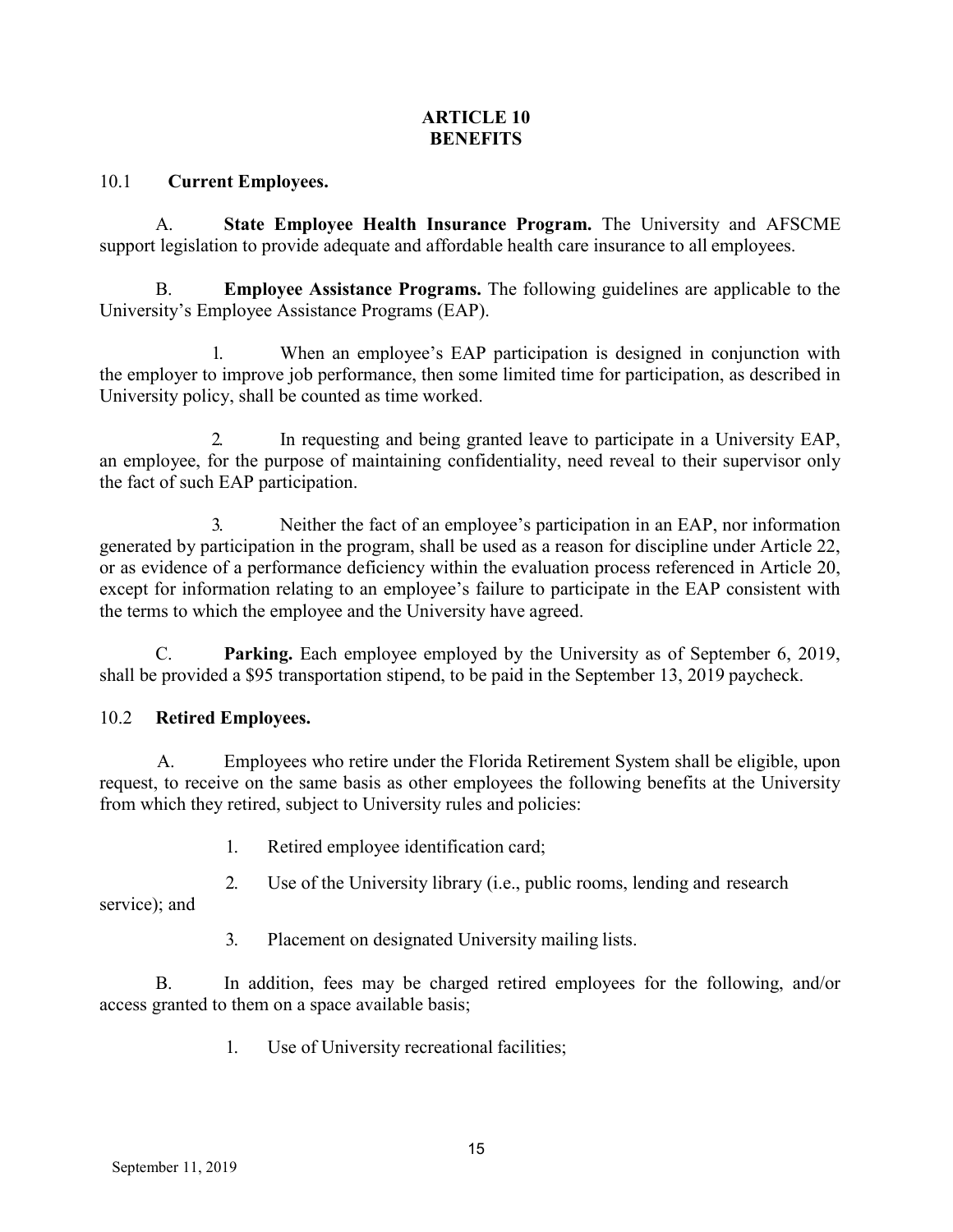# ARTICLE 10
# BENEFITS

10.1 **Current Employees.**

A. **State Employee Health Insurance Program.** The University and AFSCME support legislation to provide adequate and affordable health care insurance to all employees.

B. **Employee Assistance Programs.** The following guidelines are applicable to the University's Employee Assistance Programs (EAP).

1. When an employee's EAP participation is designed in conjunction with the employer to improve job performance, then some limited time for participation, as described in University policy, shall be counted as time worked.

2. In requesting and being granted leave to participate in a University EAP, an employee, for the purpose of maintaining confidentiality, need reveal to their supervisor only the fact of such EAP participation.

3. Neither the fact of an employee's participation in an EAP, nor information generated by participation in the program, shall be used as a reason for discipline under Article 22, or as evidence of a performance deficiency within the evaluation process referenced in Article 20, except for information relating to an employee's failure to participate in the EAP consistent with the terms to which the employee and the University have agreed.

C. **Parking.** Each employee employed by the University as of September 6, 2019, shall be provided a $95 transportation stipend, to be paid in the September 13, 2019 paycheck.

10.2 **Retired Employees.**

A. Employees who retire under the Florida Retirement System shall be eligible, upon request, to receive on the same basis as other employees the following benefits at the University from which they retired, subject to University rules and policies:

1. Retired employee identification card;

2. Use of the University library (i.e., public rooms, lending and research service); and

3. Placement on designated University mailing lists.

B. In addition, fees may be charged retired employees for the following, and/or access granted to them on a space available basis;

1. Use of University recreational facilities;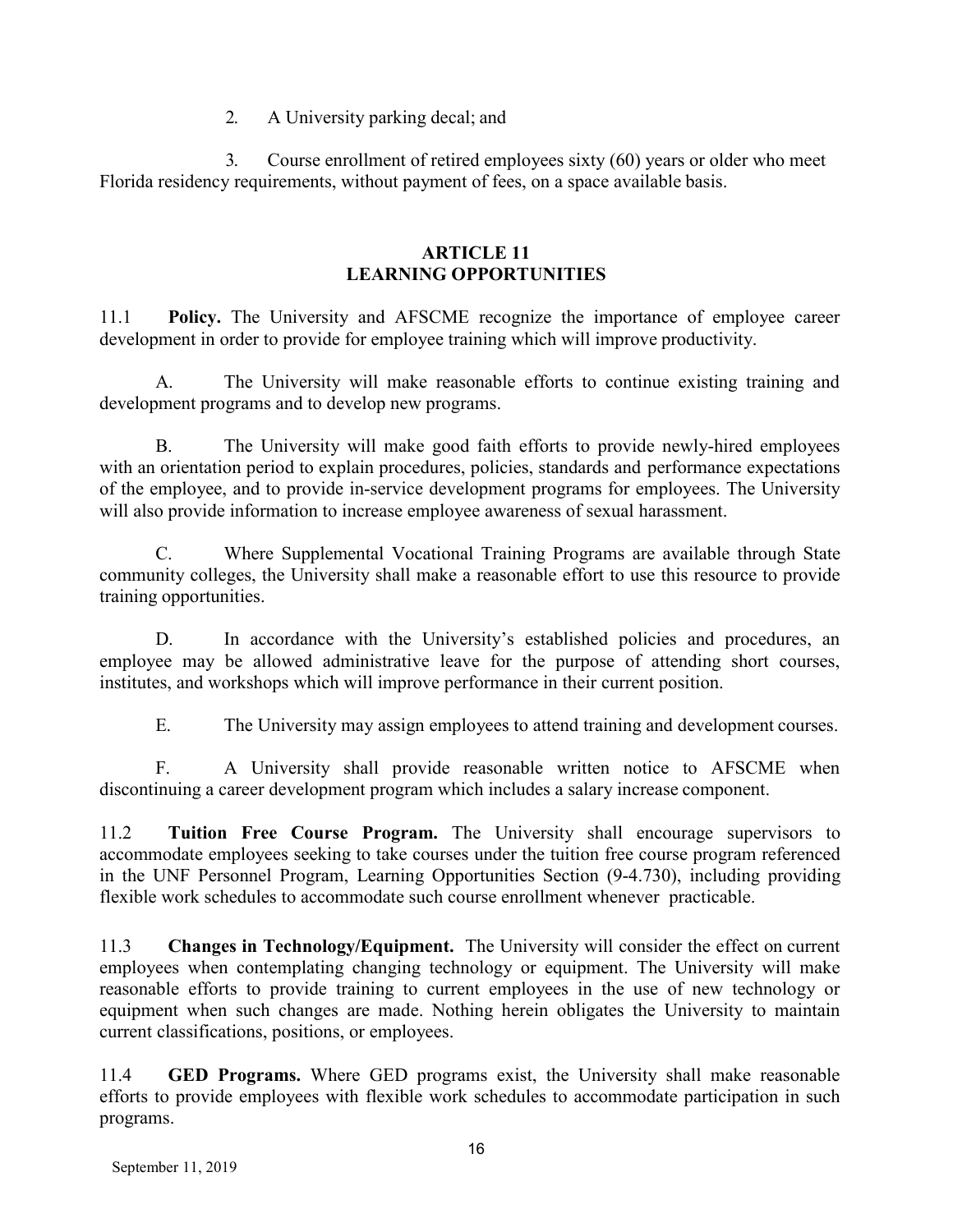2. A University parking decal; and

3. Course enrollment of retired employees sixty (60) years or older who meet Florida residency requirements, without payment of fees, on a space available basis.

## ARTICLE 11
## LEARNING OPPORTUNITIES

11.1 **Policy.** The University and AFSCME recognize the importance of employee career development in order to provide for employee training which will improve productivity.

A. The University will make reasonable efforts to continue existing training and development programs and to develop new programs.

B. The University will make good faith efforts to provide newly-hired employees with an orientation period to explain procedures, policies, standards and performance expectations of the employee, and to provide in-service development programs for employees. The University will also provide information to increase employee awareness of sexual harassment.

C. Where Supplemental Vocational Training Programs are available through State community colleges, the University shall make a reasonable effort to use this resource to provide training opportunities.

D. In accordance with the University's established policies and procedures, an employee may be allowed administrative leave for the purpose of attending short courses, institutes, and workshops which will improve performance in their current position.

E. The University may assign employees to attend training and development courses.

F. A University shall provide reasonable written notice to AFSCME when discontinuing a career development program which includes a salary increase component.

11.2 **Tuition Free Course Program.** The University shall encourage supervisors to accommodate employees seeking to take courses under the tuition free course program referenced in the UNF Personnel Program, Learning Opportunities Section (9-4.730), including providing flexible work schedules to accommodate such course enrollment whenever practicable.

11.3 **Changes in Technology/Equipment.** The University will consider the effect on current employees when contemplating changing technology or equipment. The University will make reasonable efforts to provide training to current employees in the use of new technology or equipment when such changes are made. Nothing herein obligates the University to maintain current classifications, positions, or employees.

11.4 **GED Programs.** Where GED programs exist, the University shall make reasonable efforts to provide employees with flexible work schedules to accommodate participation in such programs.

September 11, 2019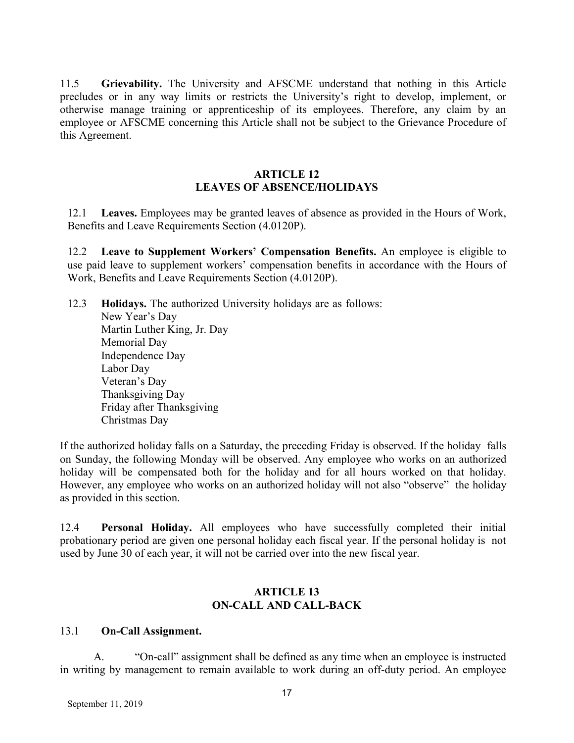11.5 **Grievability.** The University and AFSCME understand that nothing in this Article precludes or in any way limits or restricts the University's right to develop, implement, or otherwise manage training or apprenticeship of its employees. Therefore, any claim by an employee or AFSCME concerning this Article shall not be subject to the Grievance Procedure of this Agreement.

## ARTICLE 12
## LEAVES OF ABSENCE/HOLIDAYS

12.1 **Leaves.** Employees may be granted leaves of absence as provided in the Hours of Work, Benefits and Leave Requirements Section (4.0120P).

12.2 **Leave to Supplement Workers' Compensation Benefits.** An employee is eligible to use paid leave to supplement workers' compensation benefits in accordance with the Hours of Work, Benefits and Leave Requirements Section (4.0120P).

12.3 **Holidays.** The authorized University holidays are as follows:
New Year's Day
Martin Luther King, Jr. Day
Memorial Day
Independence Day
Labor Day
Veteran's Day
Thanksgiving Day
Friday after Thanksgiving
Christmas Day

If the authorized holiday falls on a Saturday, the preceding Friday is observed. If the holiday falls on Sunday, the following Monday will be observed. Any employee who works on an authorized holiday will be compensated both for the holiday and for all hours worked on that holiday. However, any employee who works on an authorized holiday will not also "observe" the holiday as provided in this section.

12.4 **Personal Holiday.** All employees who have successfully completed their initial probationary period are given one personal holiday each fiscal year. If the personal holiday is not used by June 30 of each year, it will not be carried over into the new fiscal year.

## ARTICLE 13
## ON-CALL AND CALL-BACK

13.1 **On-Call Assignment.**

A. "On-call" assignment shall be defined as any time when an employee is instructed in writing by management to remain available to work during an off-duty period. An employee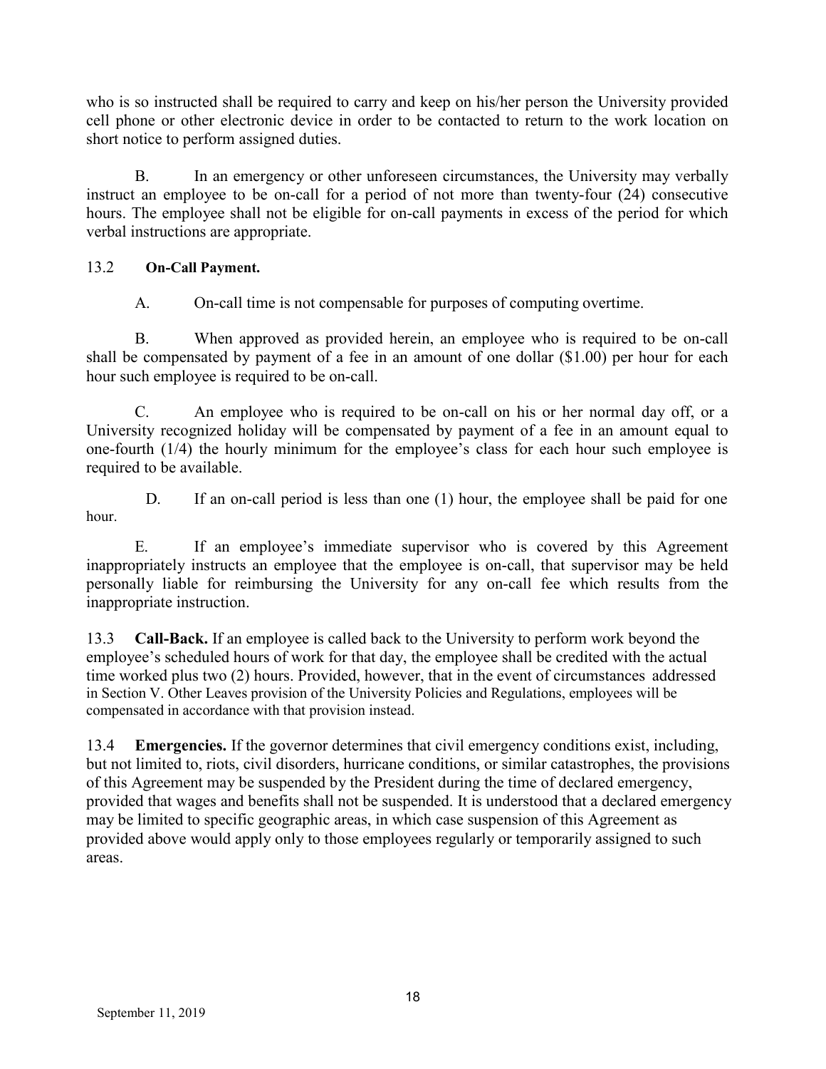who is so instructed shall be required to carry and keep on his/her person the University provided cell phone or other electronic device in order to be contacted to return to the work location on short notice to perform assigned duties.

B. In an emergency or other unforeseen circumstances, the University may verbally instruct an employee to be on-call for a period of not more than twenty-four (24) consecutive hours. The employee shall not be eligible for on-call payments in excess of the period for which verbal instructions are appropriate.

13.2 **On-Call Payment.**

A. On-call time is not compensable for purposes of computing overtime.

B. When approved as provided herein, an employee who is required to be on-call shall be compensated by payment of a fee in an amount of one dollar ($1.00) per hour for each hour such employee is required to be on-call.

C. An employee who is required to be on-call on his or her normal day off, or a University recognized holiday will be compensated by payment of a fee in an amount equal to one-fourth (1/4) the hourly minimum for the employee's class for each hour such employee is required to be available.

D. If an on-call period is less than one (1) hour, the employee shall be paid for one hour.

E. If an employee's immediate supervisor who is covered by this Agreement inappropriately instructs an employee that the employee is on-call, that supervisor may be held personally liable for reimbursing the University for any on-call fee which results from the inappropriate instruction.

13.3 **Call-Back.** If an employee is called back to the University to perform work beyond the employee's scheduled hours of work for that day, the employee shall be credited with the actual time worked plus two (2) hours. Provided, however, that in the event of circumstances addressed in Section V. Other Leaves provision of the University Policies and Regulations, employees will be compensated in accordance with that provision instead.

13.4 **Emergencies.** If the governor determines that civil emergency conditions exist, including, but not limited to, riots, civil disorders, hurricane conditions, or similar catastrophes, the provisions of this Agreement may be suspended by the President during the time of declared emergency, provided that wages and benefits shall not be suspended. It is understood that a declared emergency may be limited to specific geographic areas, in which case suspension of this Agreement as provided above would apply only to those employees regularly or temporarily assigned to such areas.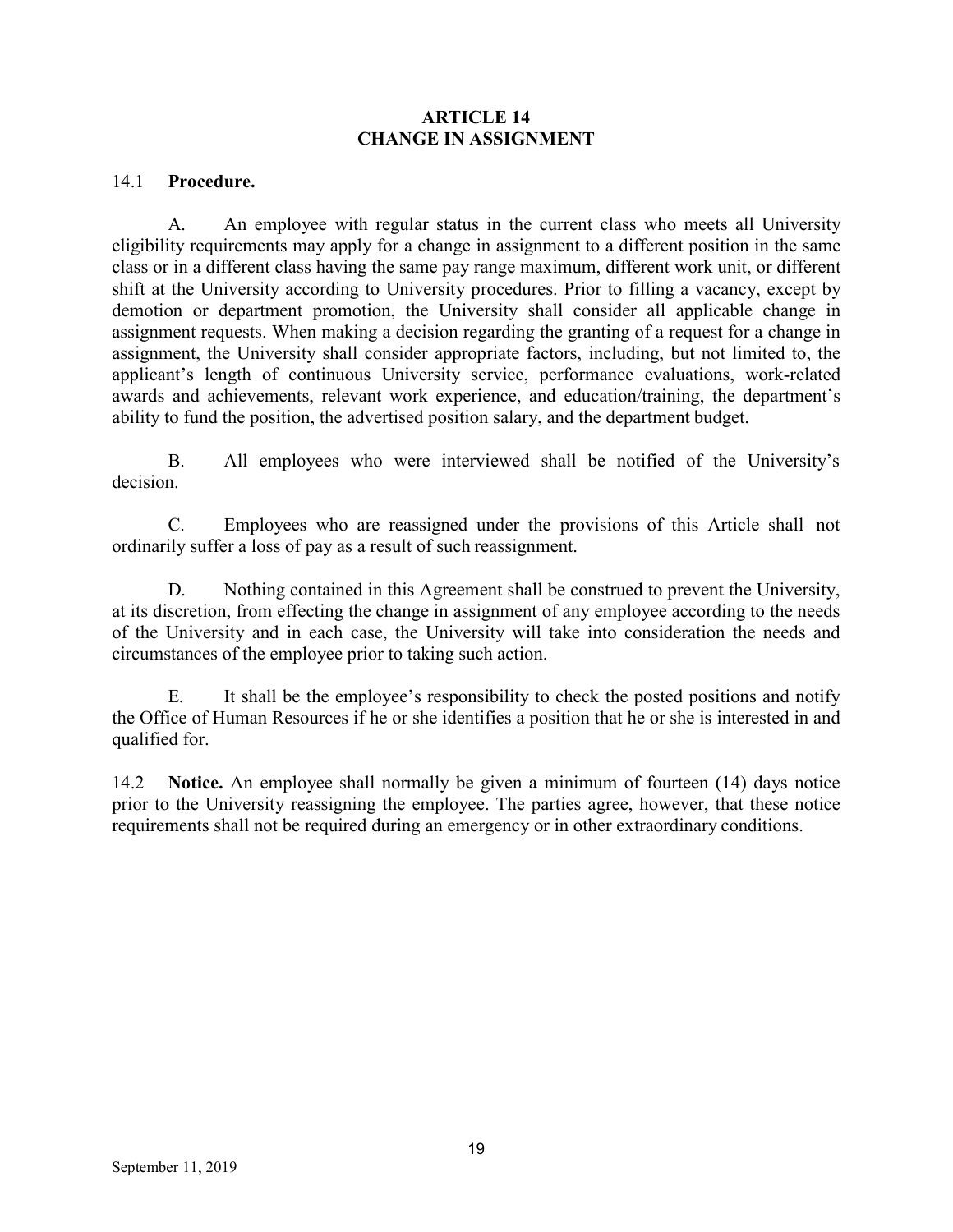# ARTICLE 14
# CHANGE IN ASSIGNMENT

14.1 **Procedure.**

A. An employee with regular status in the current class who meets all University eligibility requirements may apply for a change in assignment to a different position in the same class or in a different class having the same pay range maximum, different work unit, or different shift at the University according to University procedures. Prior to filling a vacancy, except by demotion or department promotion, the University shall consider all applicable change in assignment requests. When making a decision regarding the granting of a request for a change in assignment, the University shall consider appropriate factors, including, but not limited to, the applicant's length of continuous University service, performance evaluations, work-related awards and achievements, relevant work experience, and education/training, the department's ability to fund the position, the advertised position salary, and the department budget.

B. All employees who were interviewed shall be notified of the University's decision.

C. Employees who are reassigned under the provisions of this Article shall not ordinarily suffer a loss of pay as a result of such reassignment.

D. Nothing contained in this Agreement shall be construed to prevent the University, at its discretion, from effecting the change in assignment of any employee according to the needs of the University and in each case, the University will take into consideration the needs and circumstances of the employee prior to taking such action.

E. It shall be the employee's responsibility to check the posted positions and notify the Office of Human Resources if he or she identifies a position that he or she is interested in and qualified for.

14.2 **Notice.** An employee shall normally be given a minimum of fourteen (14) days notice prior to the University reassigning the employee. The parties agree, however, that these notice requirements shall not be required during an emergency or in other extraordinary conditions.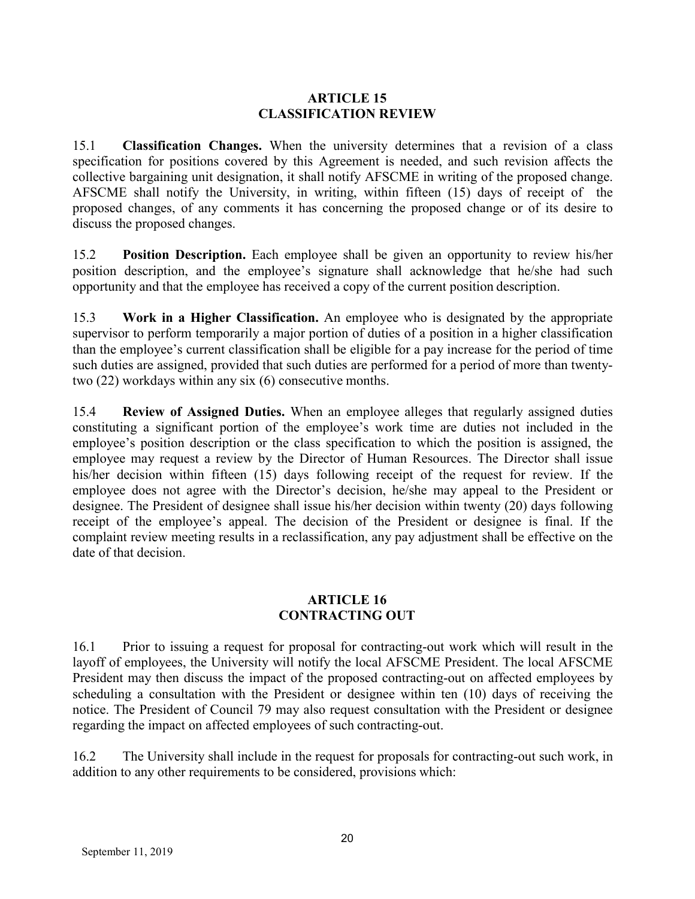## ARTICLE 15
## CLASSIFICATION REVIEW

15.1 **Classification Changes.** When the university determines that a revision of a class specification for positions covered by this Agreement is needed, and such revision affects the collective bargaining unit designation, it shall notify AFSCME in writing of the proposed change. AFSCME shall notify the University, in writing, within fifteen (15) days of receipt of the proposed changes, of any comments it has concerning the proposed change or of its desire to discuss the proposed changes.

15.2 **Position Description.** Each employee shall be given an opportunity to review his/her position description, and the employee's signature shall acknowledge that he/she had such opportunity and that the employee has received a copy of the current position description.

15.3 **Work in a Higher Classification.** An employee who is designated by the appropriate supervisor to perform temporarily a major portion of duties of a position in a higher classification than the employee's current classification shall be eligible for a pay increase for the period of time such duties are assigned, provided that such duties are performed for a period of more than twenty-two (22) workdays within any six (6) consecutive months.

15.4 **Review of Assigned Duties.** When an employee alleges that regularly assigned duties constituting a significant portion of the employee's work time are duties not included in the employee's position description or the class specification to which the position is assigned, the employee may request a review by the Director of Human Resources. The Director shall issue his/her decision within fifteen (15) days following receipt of the request for review. If the employee does not agree with the Director's decision, he/she may appeal to the President or designee. The President of designee shall issue his/her decision within twenty (20) days following receipt of the employee's appeal. The decision of the President or designee is final. If the complaint review meeting results in a reclassification, any pay adjustment shall be effective on the date of that decision.

## ARTICLE 16
## CONTRACTING OUT

16.1 Prior to issuing a request for proposal for contracting-out work which will result in the layoff of employees, the University will notify the local AFSCME President. The local AFSCME President may then discuss the impact of the proposed contracting-out on affected employees by scheduling a consultation with the President or designee within ten (10) days of receiving the notice. The President of Council 79 may also request consultation with the President or designee regarding the impact on affected employees of such contracting-out.

16.2 The University shall include in the request for proposals for contracting-out such work, in addition to any other requirements to be considered, provisions which: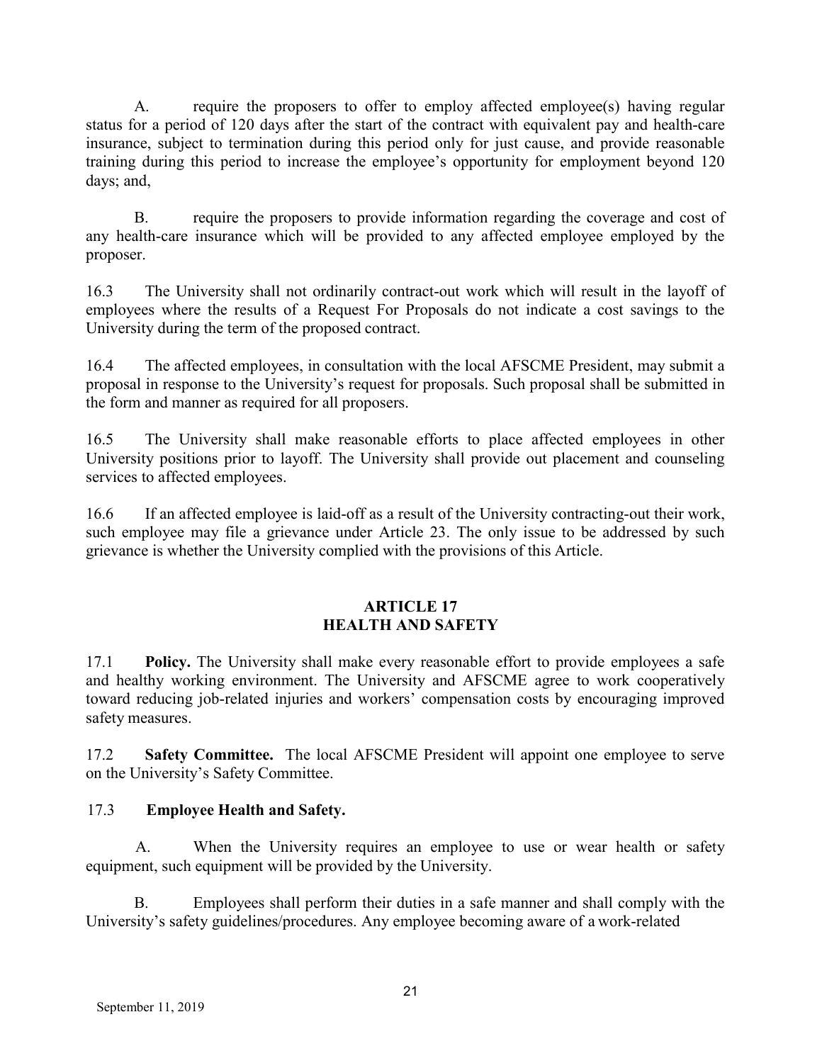A. require the proposers to offer to employ affected employee(s) having regular status for a period of 120 days after the start of the contract with equivalent pay and health-care insurance, subject to termination during this period only for just cause, and provide reasonable training during this period to increase the employee's opportunity for employment beyond 120 days; and,

B. require the proposers to provide information regarding the coverage and cost of any health-care insurance which will be provided to any affected employee employed by the proposer.

16.3 The University shall not ordinarily contract-out work which will result in the layoff of employees where the results of a Request For Proposals do not indicate a cost savings to the University during the term of the proposed contract.

16.4 The affected employees, in consultation with the local AFSCME President, may submit a proposal in response to the University's request for proposals. Such proposal shall be submitted in the form and manner as required for all proposers.

16.5 The University shall make reasonable efforts to place affected employees in other University positions prior to layoff. The University shall provide out placement and counseling services to affected employees.

16.6 If an affected employee is laid-off as a result of the University contracting-out their work, such employee may file a grievance under Article 23. The only issue to be addressed by such grievance is whether the University complied with the provisions of this Article.

## ARTICLE 17
## HEALTH AND SAFETY

17.1 **Policy.** The University shall make every reasonable effort to provide employees a safe and healthy working environment. The University and AFSCME agree to work cooperatively toward reducing job-related injuries and workers' compensation costs by encouraging improved safety measures.

17.2 **Safety Committee.** The local AFSCME President will appoint one employee to serve on the University's Safety Committee.

17.3 **Employee Health and Safety.**

A. When the University requires an employee to use or wear health or safety equipment, such equipment will be provided by the University.

B. Employees shall perform their duties in a safe manner and shall comply with the University's safety guidelines/procedures. Any employee becoming aware of a work-related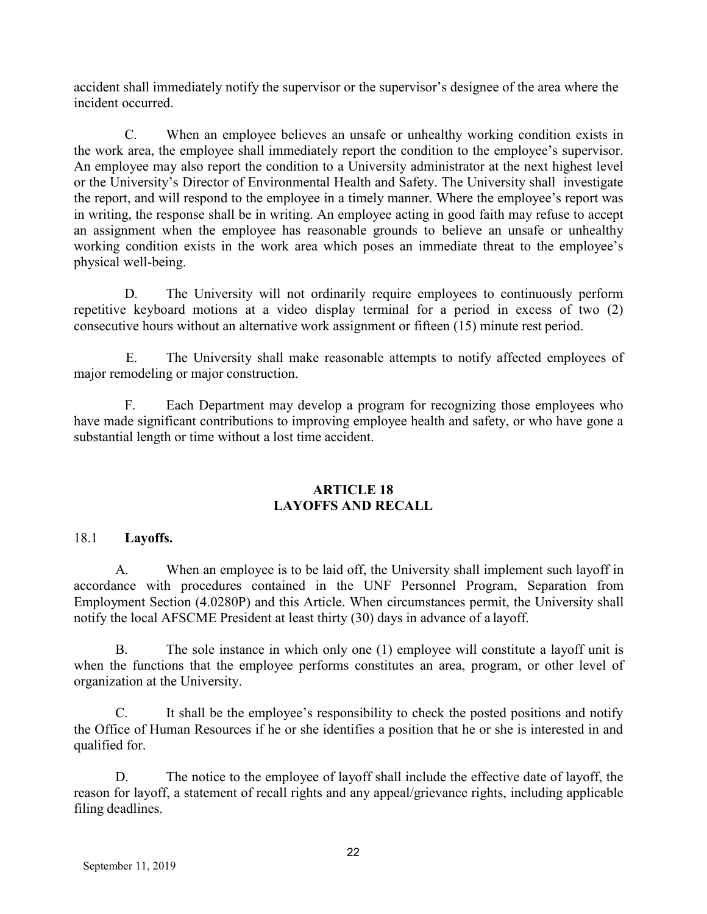accident shall immediately notify the supervisor or the supervisor's designee of the area where the incident occurred.

C. When an employee believes an unsafe or unhealthy working condition exists in the work area, the employee shall immediately report the condition to the employee's supervisor. An employee may also report the condition to a University administrator at the next highest level or the University's Director of Environmental Health and Safety. The University shall investigate the report, and will respond to the employee in a timely manner. Where the employee's report was in writing, the response shall be in writing. An employee acting in good faith may refuse to accept an assignment when the employee has reasonable grounds to believe an unsafe or unhealthy working condition exists in the work area which poses an immediate threat to the employee's physical well-being.

D. The University will not ordinarily require employees to continuously perform repetitive keyboard motions at a video display terminal for a period in excess of two (2) consecutive hours without an alternative work assignment or fifteen (15) minute rest period.

E. The University shall make reasonable attempts to notify affected employees of major remodeling or major construction.

F. Each Department may develop a program for recognizing those employees who have made significant contributions to improving employee health and safety, or who have gone a substantial length or time without a lost time accident.

## ARTICLE 18
## LAYOFFS AND RECALL

18.1 **Layoffs.**

A. When an employee is to be laid off, the University shall implement such layoff in accordance with procedures contained in the UNF Personnel Program, Separation from Employment Section (4.0280P) and this Article. When circumstances permit, the University shall notify the local AFSCME President at least thirty (30) days in advance of a layoff.

B. The sole instance in which only one (1) employee will constitute a layoff unit is when the functions that the employee performs constitutes an area, program, or other level of organization at the University.

C. It shall be the employee's responsibility to check the posted positions and notify the Office of Human Resources if he or she identifies a position that he or she is interested in and qualified for.

D. The notice to the employee of layoff shall include the effective date of layoff, the reason for layoff, a statement of recall rights and any appeal/grievance rights, including applicable filing deadlines.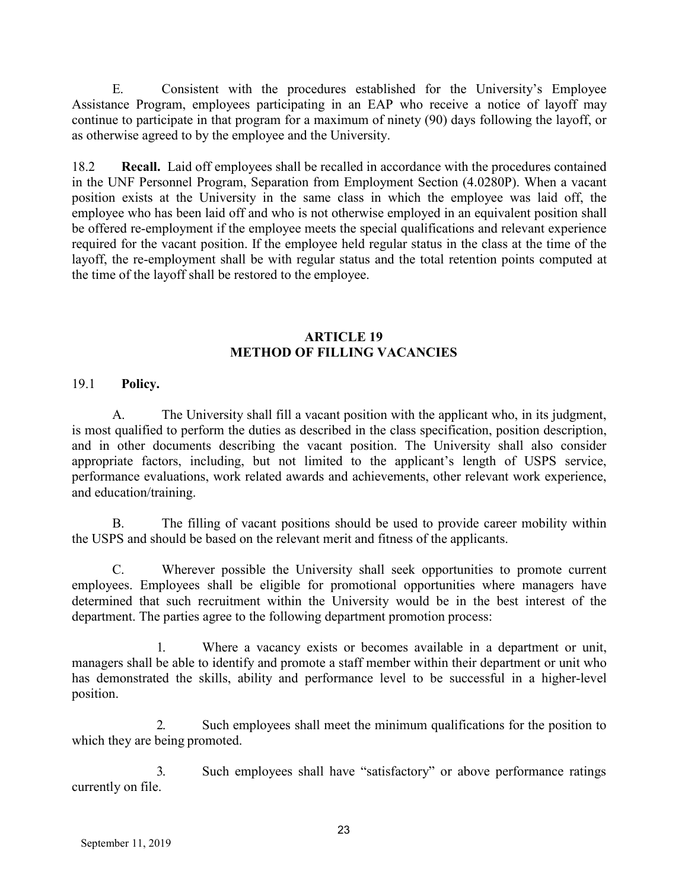E. Consistent with the procedures established for the University's Employee Assistance Program, employees participating in an EAP who receive a notice of layoff may continue to participate in that program for a maximum of ninety (90) days following the layoff, or as otherwise agreed to by the employee and the University.

18.2 **Recall.** Laid off employees shall be recalled in accordance with the procedures contained in the UNF Personnel Program, Separation from Employment Section (4.0280P). When a vacant position exists at the University in the same class in which the employee was laid off, the employee who has been laid off and who is not otherwise employed in an equivalent position shall be offered re-employment if the employee meets the special qualifications and relevant experience required for the vacant position. If the employee held regular status in the class at the time of the layoff, the re-employment shall be with regular status and the total retention points computed at the time of the layoff shall be restored to the employee.

## ARTICLE 19
## METHOD OF FILLING VACANCIES

19.1 **Policy.**

A. The University shall fill a vacant position with the applicant who, in its judgment, is most qualified to perform the duties as described in the class specification, position description, and in other documents describing the vacant position. The University shall also consider appropriate factors, including, but not limited to the applicant's length of USPS service, performance evaluations, work related awards and achievements, other relevant work experience, and education/training.

B. The filling of vacant positions should be used to provide career mobility within the USPS and should be based on the relevant merit and fitness of the applicants.

C. Wherever possible the University shall seek opportunities to promote current employees. Employees shall be eligible for promotional opportunities where managers have determined that such recruitment within the University would be in the best interest of the department. The parties agree to the following department promotion process:

1. Where a vacancy exists or becomes available in a department or unit, managers shall be able to identify and promote a staff member within their department or unit who has demonstrated the skills, ability and performance level to be successful in a higher-level position.

2. Such employees shall meet the minimum qualifications for the position to which they are being promoted.

3. Such employees shall have "satisfactory" or above performance ratings currently on file.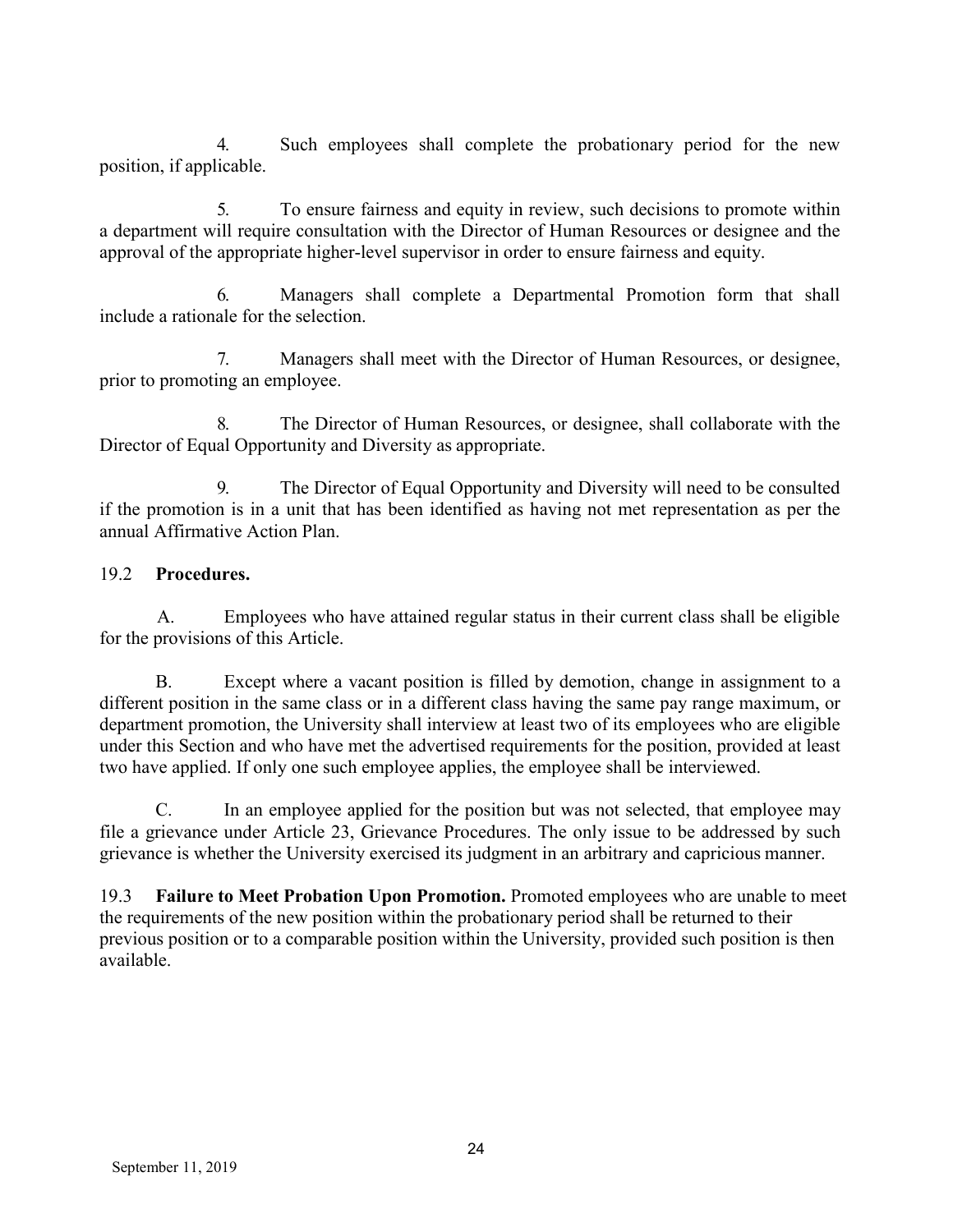4. Such employees shall complete the probationary period for the new position, if applicable.

5. To ensure fairness and equity in review, such decisions to promote within a department will require consultation with the Director of Human Resources or designee and the approval of the appropriate higher-level supervisor in order to ensure fairness and equity.

6. Managers shall complete a Departmental Promotion form that shall include a rationale for the selection.

7. Managers shall meet with the Director of Human Resources, or designee, prior to promoting an employee.

8. The Director of Human Resources, or designee, shall collaborate with the Director of Equal Opportunity and Diversity as appropriate.

9. The Director of Equal Opportunity and Diversity will need to be consulted if the promotion is in a unit that has been identified as having not met representation as per the annual Affirmative Action Plan.

19.2 **Procedures.**

A. Employees who have attained regular status in their current class shall be eligible for the provisions of this Article.

B. Except where a vacant position is filled by demotion, change in assignment to a different position in the same class or in a different class having the same pay range maximum, or department promotion, the University shall interview at least two of its employees who are eligible under this Section and who have met the advertised requirements for the position, provided at least two have applied. If only one such employee applies, the employee shall be interviewed.

C. In an employee applied for the position but was not selected, that employee may file a grievance under Article 23, Grievance Procedures. The only issue to be addressed by such grievance is whether the University exercised its judgment in an arbitrary and capricious manner.

19.3 **Failure to Meet Probation Upon Promotion.** Promoted employees who are unable to meet the requirements of the new position within the probationary period shall be returned to their previous position or to a comparable position within the University, provided such position is then available.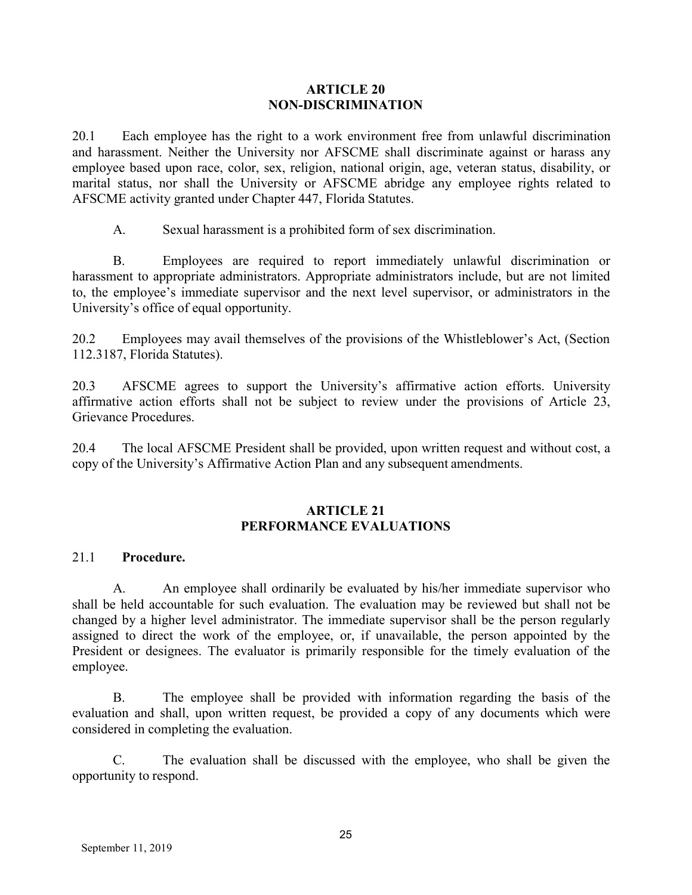## ARTICLE 20
## NON-DISCRIMINATION

20.1 Each employee has the right to a work environment free from unlawful discrimination and harassment. Neither the University nor AFSCME shall discriminate against or harass any employee based upon race, color, sex, religion, national origin, age, veteran status, disability, or marital status, nor shall the University or AFSCME abridge any employee rights related to AFSCME activity granted under Chapter 447, Florida Statutes.

A. Sexual harassment is a prohibited form of sex discrimination.

B. Employees are required to report immediately unlawful discrimination or harassment to appropriate administrators. Appropriate administrators include, but are not limited to, the employee's immediate supervisor and the next level supervisor, or administrators in the University's office of equal opportunity.

20.2 Employees may avail themselves of the provisions of the Whistleblower's Act, (Section 112.3187, Florida Statutes).

20.3 AFSCME agrees to support the University's affirmative action efforts. University affirmative action efforts shall not be subject to review under the provisions of Article 23, Grievance Procedures.

20.4 The local AFSCME President shall be provided, upon written request and without cost, a copy of the University's Affirmative Action Plan and any subsequent amendments.

## ARTICLE 21
## PERFORMANCE EVALUATIONS

21.1 **Procedure.**

A. An employee shall ordinarily be evaluated by his/her immediate supervisor who shall be held accountable for such evaluation. The evaluation may be reviewed but shall not be changed by a higher level administrator. The immediate supervisor shall be the person regularly assigned to direct the work of the employee, or, if unavailable, the person appointed by the President or designees. The evaluator is primarily responsible for the timely evaluation of the employee.

B. The employee shall be provided with information regarding the basis of the evaluation and shall, upon written request, be provided a copy of any documents which were considered in completing the evaluation.

C. The evaluation shall be discussed with the employee, who shall be given the opportunity to respond.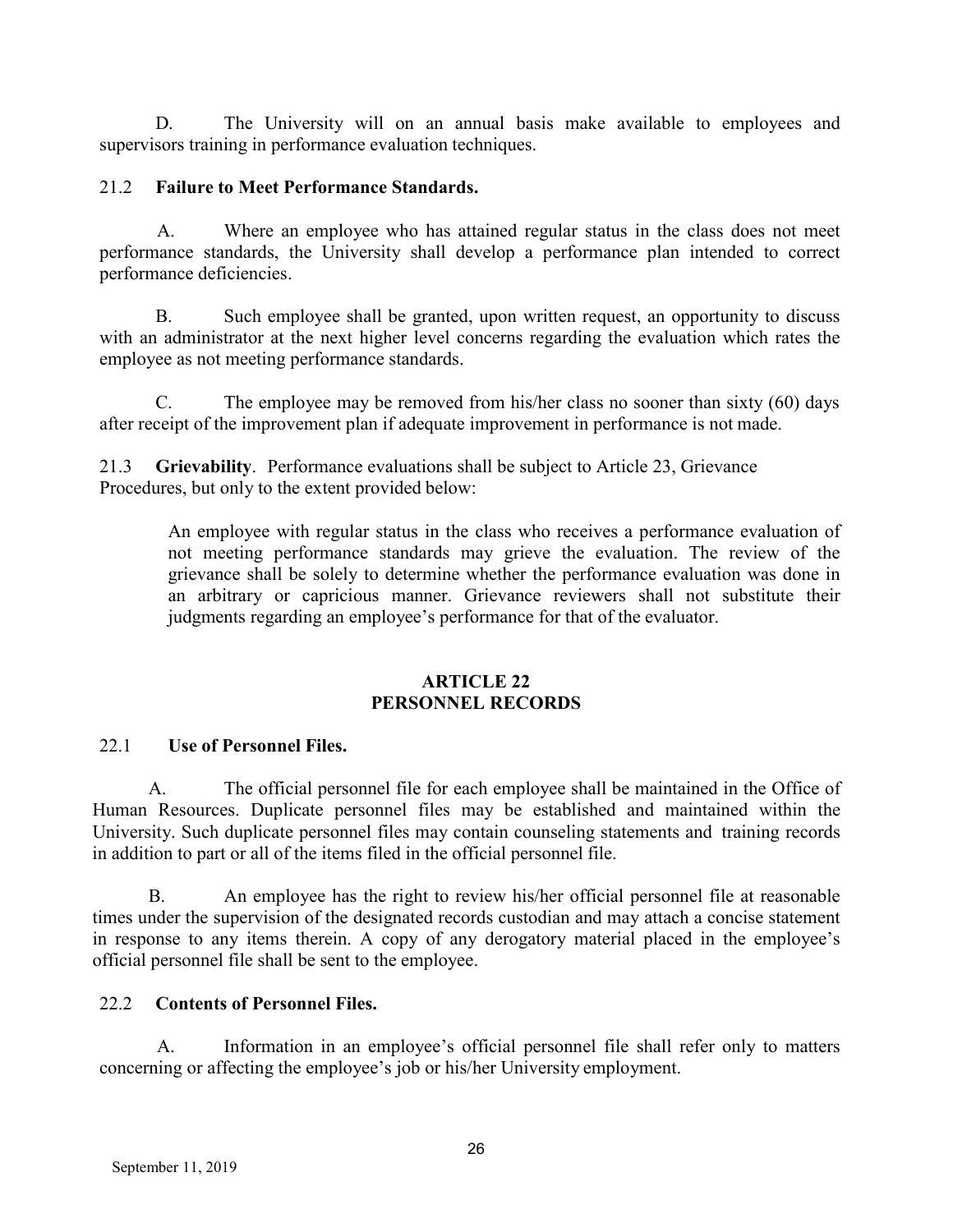D. The University will on an annual basis make available to employees and supervisors training in performance evaluation techniques.

21.2 **Failure to Meet Performance Standards.**

A. Where an employee who has attained regular status in the class does not meet performance standards, the University shall develop a performance plan intended to correct performance deficiencies.

B. Such employee shall be granted, upon written request, an opportunity to discuss with an administrator at the next higher level concerns regarding the evaluation which rates the employee as not meeting performance standards.

C. The employee may be removed from his/her class no sooner than sixty (60) days after receipt of the improvement plan if adequate improvement in performance is not made.

21.3 **Grievability**. Performance evaluations shall be subject to Article 23, Grievance Procedures, but only to the extent provided below:

> An employee with regular status in the class who receives a performance evaluation of not meeting performance standards may grieve the evaluation. The review of the grievance shall be solely to determine whether the performance evaluation was done in an arbitrary or capricious manner. Grievance reviewers shall not substitute their judgments regarding an employee's performance for that of the evaluator.

## ARTICLE 22
## PERSONNEL RECORDS

22.1 **Use of Personnel Files.**

A. The official personnel file for each employee shall be maintained in the Office of Human Resources. Duplicate personnel files may be established and maintained within the University. Such duplicate personnel files may contain counseling statements and training records in addition to part or all of the items filed in the official personnel file.

B. An employee has the right to review his/her official personnel file at reasonable times under the supervision of the designated records custodian and may attach a concise statement in response to any items therein. A copy of any derogatory material placed in the employee's official personnel file shall be sent to the employee.

22.2 **Contents of Personnel Files.**

A. Information in an employee's official personnel file shall refer only to matters concerning or affecting the employee's job or his/her University employment.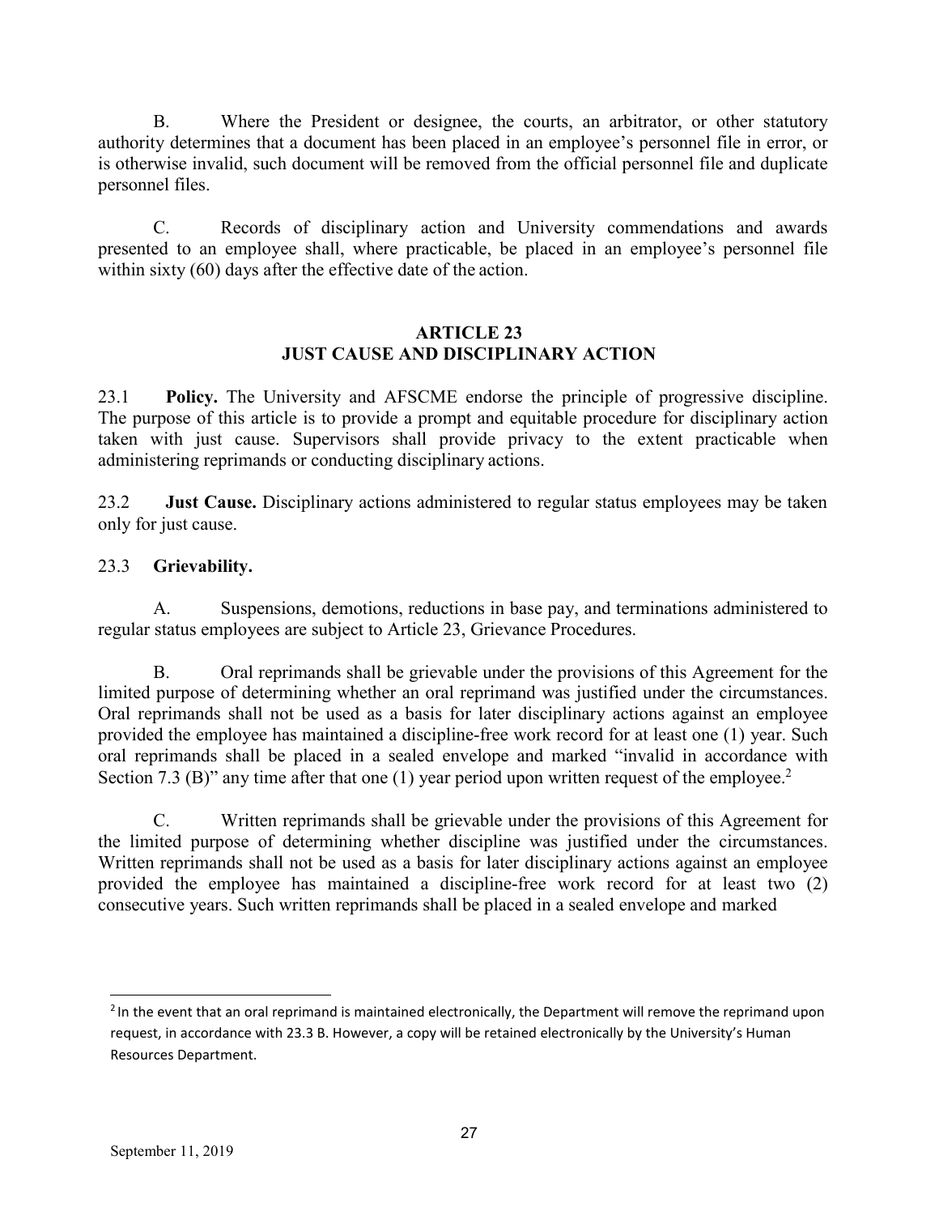B. Where the President or designee, the courts, an arbitrator, or other statutory authority determines that a document has been placed in an employee's personnel file in error, or is otherwise invalid, such document will be removed from the official personnel file and duplicate personnel files.

C. Records of disciplinary action and University commendations and awards presented to an employee shall, where practicable, be placed in an employee's personnel file within sixty (60) days after the effective date of the action.

## ARTICLE 23
## JUST CAUSE AND DISCIPLINARY ACTION

23.1 **Policy.** The University and AFSCME endorse the principle of progressive discipline. The purpose of this article is to provide a prompt and equitable procedure for disciplinary action taken with just cause. Supervisors shall provide privacy to the extent practicable when administering reprimands or conducting disciplinary actions.

23.2 **Just Cause.** Disciplinary actions administered to regular status employees may be taken only for just cause.

23.3 **Grievability.**

A. Suspensions, demotions, reductions in base pay, and terminations administered to regular status employees are subject to Article 23, Grievance Procedures.

B. Oral reprimands shall be grievable under the provisions of this Agreement for the limited purpose of determining whether an oral reprimand was justified under the circumstances. Oral reprimands shall not be used as a basis for later disciplinary actions against an employee provided the employee has maintained a discipline-free work record for at least one (1) year. Such oral reprimands shall be placed in a sealed envelope and marked "invalid in accordance with Section 7.3 (B)" any time after that one (1) year period upon written request of the employee.[2]

C. Written reprimands shall be grievable under the provisions of this Agreement for the limited purpose of determining whether discipline was justified under the circumstances. Written reprimands shall not be used as a basis for later disciplinary actions against an employee provided the employee has maintained a discipline-free work record for at least two (2) consecutive years. Such written reprimands shall be placed in a sealed envelope and marked

[2] In the event that an oral reprimand is maintained electronically, the Department will remove the reprimand upon request, in accordance with 23.3 B. However, a copy will be retained electronically by the University's Human Resources Department.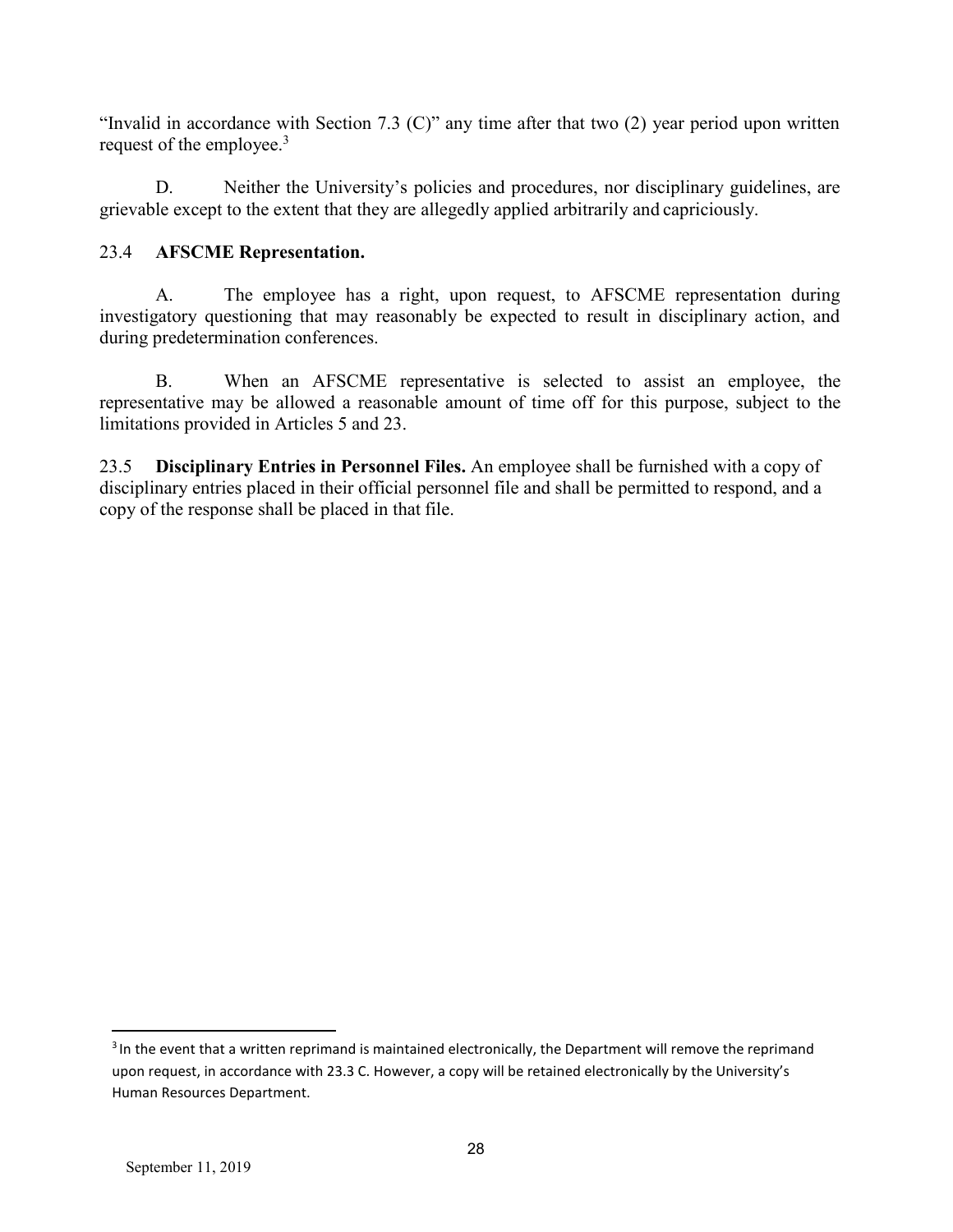"Invalid in accordance with Section 7.3 (C)" any time after that two (2) year period upon written request of the employee.[3]

D. Neither the University's policies and procedures, nor disciplinary guidelines, are grievable except to the extent that they are allegedly applied arbitrarily and capriciously.

23.4 **AFSCME Representation.**

A. The employee has a right, upon request, to AFSCME representation during investigatory questioning that may reasonably be expected to result in disciplinary action, and during predetermination conferences.

B. When an AFSCME representative is selected to assist an employee, the representative may be allowed a reasonable amount of time off for this purpose, subject to the limitations provided in Articles 5 and 23.

23.5 **Disciplinary Entries in Personnel Files.** An employee shall be furnished with a copy of disciplinary entries placed in their official personnel file and shall be permitted to respond, and a copy of the response shall be placed in that file.

---

[3] In the event that a written reprimand is maintained electronically, the Department will remove the reprimand upon request, in accordance with 23.3 C. However, a copy will be retained electronically by the University's Human Resources Department.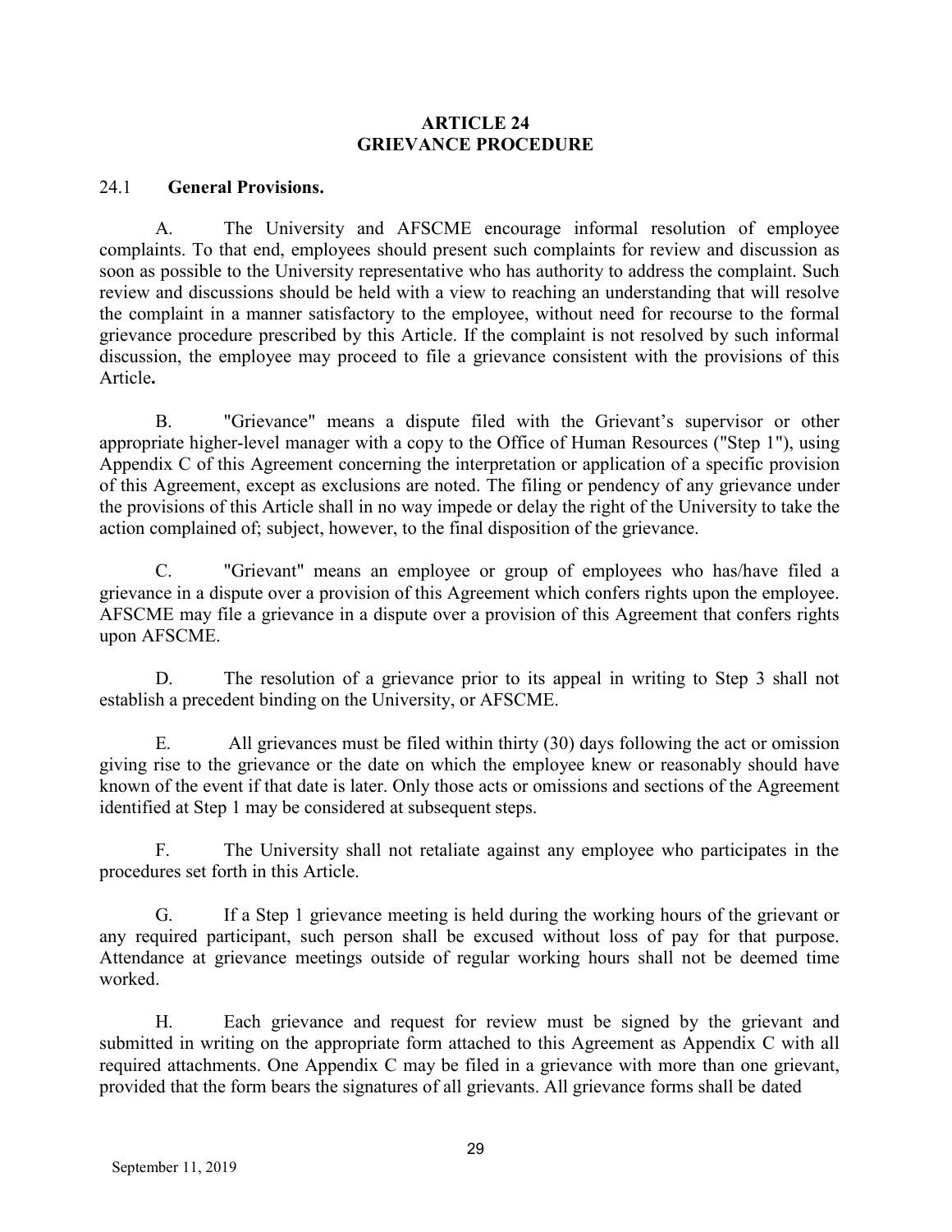# ARTICLE 24
# GRIEVANCE PROCEDURE

24.1 **General Provisions.**

A. The University and AFSCME encourage informal resolution of employee complaints. To that end, employees should present such complaints for review and discussion as soon as possible to the University representative who has authority to address the complaint. Such review and discussions should be held with a view to reaching an understanding that will resolve the complaint in a manner satisfactory to the employee, without need for recourse to the formal grievance procedure prescribed by this Article. If the complaint is not resolved by such informal discussion, the employee may proceed to file a grievance consistent with the provisions of this Article**.**

B. "Grievance" means a dispute filed with the Grievant's supervisor or other appropriate higher-level manager with a copy to the Office of Human Resources ("Step 1"), using Appendix C of this Agreement concerning the interpretation or application of a specific provision of this Agreement, except as exclusions are noted. The filing or pendency of any grievance under the provisions of this Article shall in no way impede or delay the right of the University to take the action complained of; subject, however, to the final disposition of the grievance.

C. "Grievant" means an employee or group of employees who has/have filed a grievance in a dispute over a provision of this Agreement which confers rights upon the employee. AFSCME may file a grievance in a dispute over a provision of this Agreement that confers rights upon AFSCME.

D. The resolution of a grievance prior to its appeal in writing to Step 3 shall not establish a precedent binding on the University, or AFSCME.

E. All grievances must be filed within thirty (30) days following the act or omission giving rise to the grievance or the date on which the employee knew or reasonably should have known of the event if that date is later. Only those acts or omissions and sections of the Agreement identified at Step 1 may be considered at subsequent steps.

F. The University shall not retaliate against any employee who participates in the procedures set forth in this Article.

G. If a Step 1 grievance meeting is held during the working hours of the grievant or any required participant, such person shall be excused without loss of pay for that purpose. Attendance at grievance meetings outside of regular working hours shall not be deemed time worked.

H. Each grievance and request for review must be signed by the grievant and submitted in writing on the appropriate form attached to this Agreement as Appendix C with all required attachments. One Appendix C may be filed in a grievance with more than one grievant, provided that the form bears the signatures of all grievants. All grievance forms shall be dated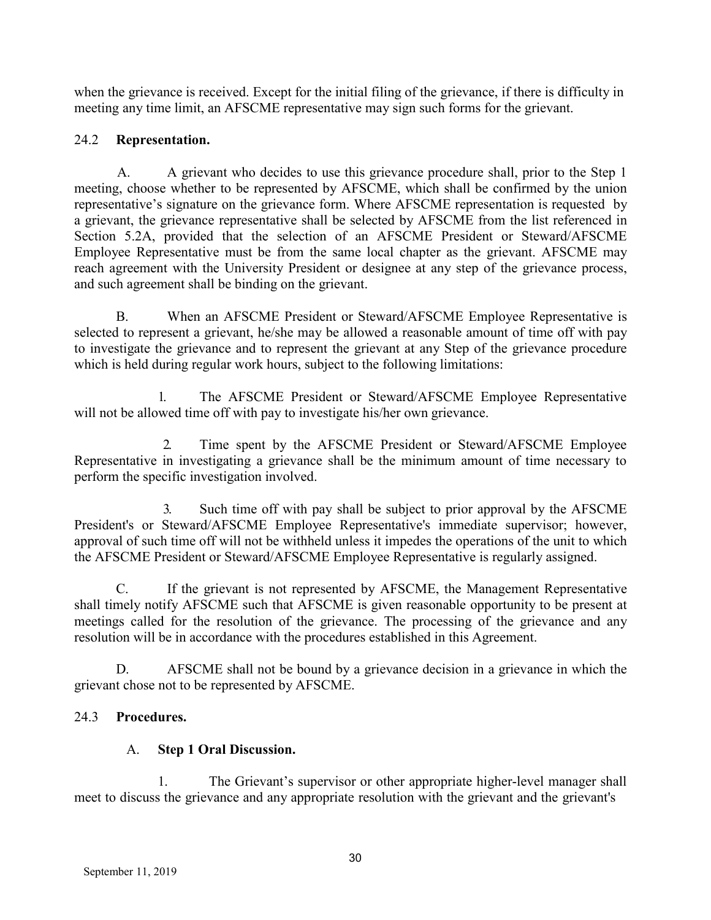when the grievance is received. Except for the initial filing of the grievance, if there is difficulty in meeting any time limit, an AFSCME representative may sign such forms for the grievant.

### 24.2 **Representation.**

A. A grievant who decides to use this grievance procedure shall, prior to the Step 1 meeting, choose whether to be represented by AFSCME, which shall be confirmed by the union representative's signature on the grievance form. Where AFSCME representation is requested by a grievant, the grievance representative shall be selected by AFSCME from the list referenced in Section 5.2A, provided that the selection of an AFSCME President or Steward/AFSCME Employee Representative must be from the same local chapter as the grievant. AFSCME may reach agreement with the University President or designee at any step of the grievance process, and such agreement shall be binding on the grievant.

B. When an AFSCME President or Steward/AFSCME Employee Representative is selected to represent a grievant, he/she may be allowed a reasonable amount of time off with pay to investigate the grievance and to represent the grievant at any Step of the grievance procedure which is held during regular work hours, subject to the following limitations:

1. The AFSCME President or Steward/AFSCME Employee Representative will not be allowed time off with pay to investigate his/her own grievance.

2. Time spent by the AFSCME President or Steward/AFSCME Employee Representative in investigating a grievance shall be the minimum amount of time necessary to perform the specific investigation involved.

3. Such time off with pay shall be subject to prior approval by the AFSCME President's or Steward/AFSCME Employee Representative's immediate supervisor; however, approval of such time off will not be withheld unless it impedes the operations of the unit to which the AFSCME President or Steward/AFSCME Employee Representative is regularly assigned.

C. If the grievant is not represented by AFSCME, the Management Representative shall timely notify AFSCME such that AFSCME is given reasonable opportunity to be present at meetings called for the resolution of the grievance. The processing of the grievance and any resolution will be in accordance with the procedures established in this Agreement.

D. AFSCME shall not be bound by a grievance decision in a grievance in which the grievant chose not to be represented by AFSCME.

### 24.3 **Procedures.**

A. **Step 1 Oral Discussion.**

1. The Grievant's supervisor or other appropriate higher-level manager shall meet to discuss the grievance and any appropriate resolution with the grievant and the grievant's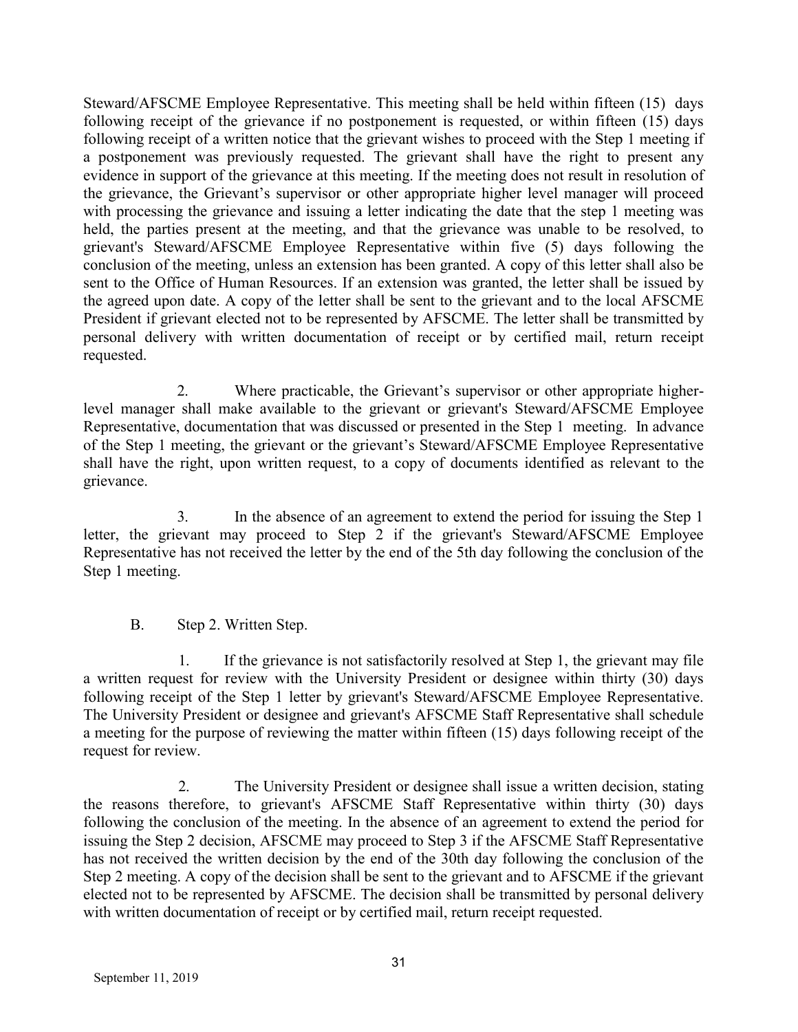Steward/AFSCME Employee Representative. This meeting shall be held within fifteen (15) days following receipt of the grievance if no postponement is requested, or within fifteen (15) days following receipt of a written notice that the grievant wishes to proceed with the Step 1 meeting if a postponement was previously requested. The grievant shall have the right to present any evidence in support of the grievance at this meeting. If the meeting does not result in resolution of the grievance, the Grievant's supervisor or other appropriate higher level manager will proceed with processing the grievance and issuing a letter indicating the date that the step 1 meeting was held, the parties present at the meeting, and that the grievance was unable to be resolved, to grievant's Steward/AFSCME Employee Representative within five (5) days following the conclusion of the meeting, unless an extension has been granted. A copy of this letter shall also be sent to the Office of Human Resources. If an extension was granted, the letter shall be issued by the agreed upon date. A copy of the letter shall be sent to the grievant and to the local AFSCME President if grievant elected not to be represented by AFSCME. The letter shall be transmitted by personal delivery with written documentation of receipt or by certified mail, return receipt requested.

2. Where practicable, the Grievant's supervisor or other appropriate higher-level manager shall make available to the grievant or grievant's Steward/AFSCME Employee Representative, documentation that was discussed or presented in the Step 1 meeting. In advance of the Step 1 meeting, the grievant or the grievant's Steward/AFSCME Employee Representative shall have the right, upon written request, to a copy of documents identified as relevant to the grievance.

3. In the absence of an agreement to extend the period for issuing the Step 1 letter, the grievant may proceed to Step 2 if the grievant's Steward/AFSCME Employee Representative has not received the letter by the end of the 5th day following the conclusion of the Step 1 meeting.

B. Step 2. Written Step.

1. If the grievance is not satisfactorily resolved at Step 1, the grievant may file a written request for review with the University President or designee within thirty (30) days following receipt of the Step 1 letter by grievant's Steward/AFSCME Employee Representative. The University President or designee and grievant's AFSCME Staff Representative shall schedule a meeting for the purpose of reviewing the matter within fifteen (15) days following receipt of the request for review.

2. The University President or designee shall issue a written decision, stating the reasons therefore, to grievant's AFSCME Staff Representative within thirty (30) days following the conclusion of the meeting. In the absence of an agreement to extend the period for issuing the Step 2 decision, AFSCME may proceed to Step 3 if the AFSCME Staff Representative has not received the written decision by the end of the 30th day following the conclusion of the Step 2 meeting. A copy of the decision shall be sent to the grievant and to AFSCME if the grievant elected not to be represented by AFSCME. The decision shall be transmitted by personal delivery with written documentation of receipt or by certified mail, return receipt requested.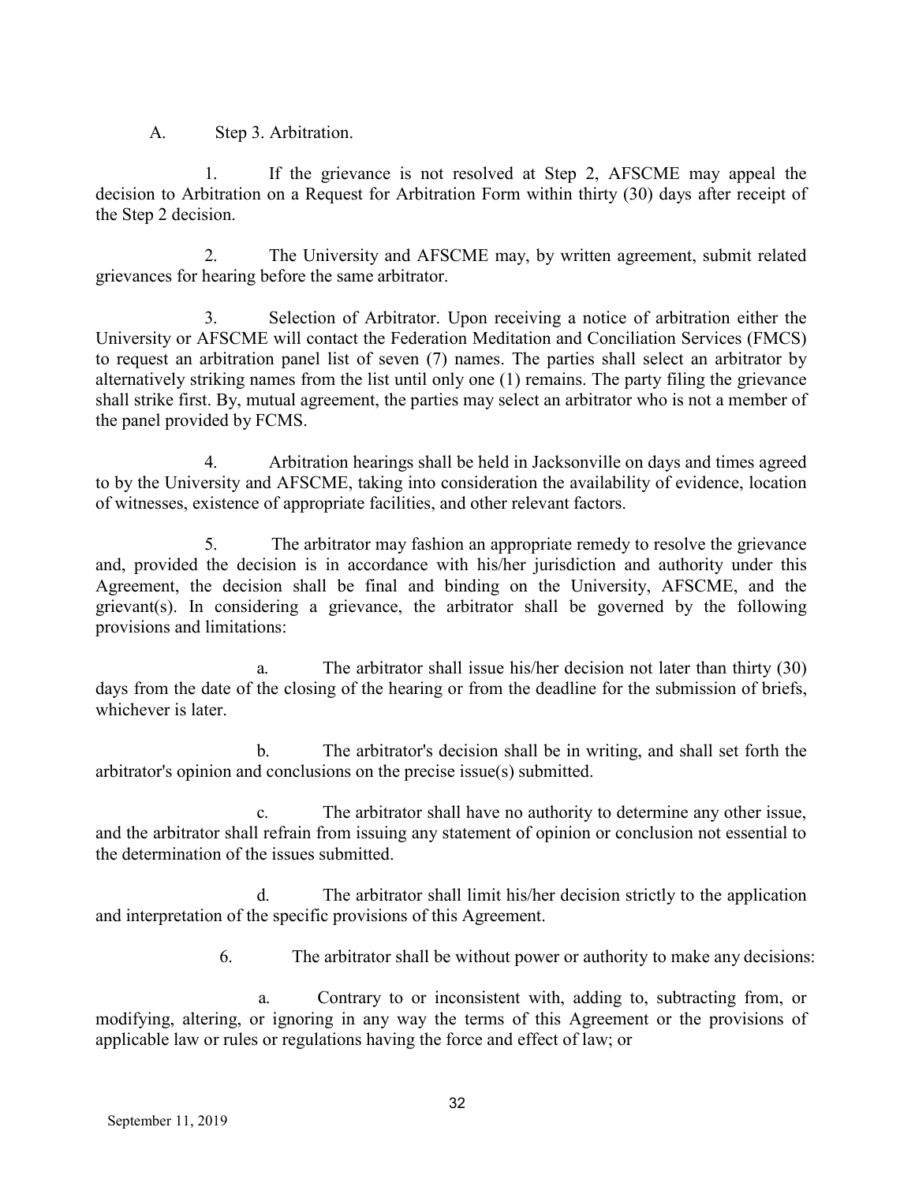A. Step 3. Arbitration.

1. If the grievance is not resolved at Step 2, AFSCME may appeal the decision to Arbitration on a Request for Arbitration Form within thirty (30) days after receipt of the Step 2 decision.

2. The University and AFSCME may, by written agreement, submit related grievances for hearing before the same arbitrator.

3. Selection of Arbitrator. Upon receiving a notice of arbitration either the University or AFSCME will contact the Federation Meditation and Conciliation Services (FMCS) to request an arbitration panel list of seven (7) names. The parties shall select an arbitrator by alternatively striking names from the list until only one (1) remains. The party filing the grievance shall strike first. By, mutual agreement, the parties may select an arbitrator who is not a member of the panel provided by FCMS.

4. Arbitration hearings shall be held in Jacksonville on days and times agreed to by the University and AFSCME, taking into consideration the availability of evidence, location of witnesses, existence of appropriate facilities, and other relevant factors.

5. The arbitrator may fashion an appropriate remedy to resolve the grievance and, provided the decision is in accordance with his/her jurisdiction and authority under this Agreement, the decision shall be final and binding on the University, AFSCME, and the grievant(s). In considering a grievance, the arbitrator shall be governed by the following provisions and limitations:

a. The arbitrator shall issue his/her decision not later than thirty (30) days from the date of the closing of the hearing or from the deadline for the submission of briefs, whichever is later.

b. The arbitrator's decision shall be in writing, and shall set forth the arbitrator's opinion and conclusions on the precise issue(s) submitted.

c. The arbitrator shall have no authority to determine any other issue, and the arbitrator shall refrain from issuing any statement of opinion or conclusion not essential to the determination of the issues submitted.

d. The arbitrator shall limit his/her decision strictly to the application and interpretation of the specific provisions of this Agreement.

6. The arbitrator shall be without power or authority to make any decisions:

a. Contrary to or inconsistent with, adding to, subtracting from, or modifying, altering, or ignoring in any way the terms of this Agreement or the provisions of applicable law or rules or regulations having the force and effect of law; or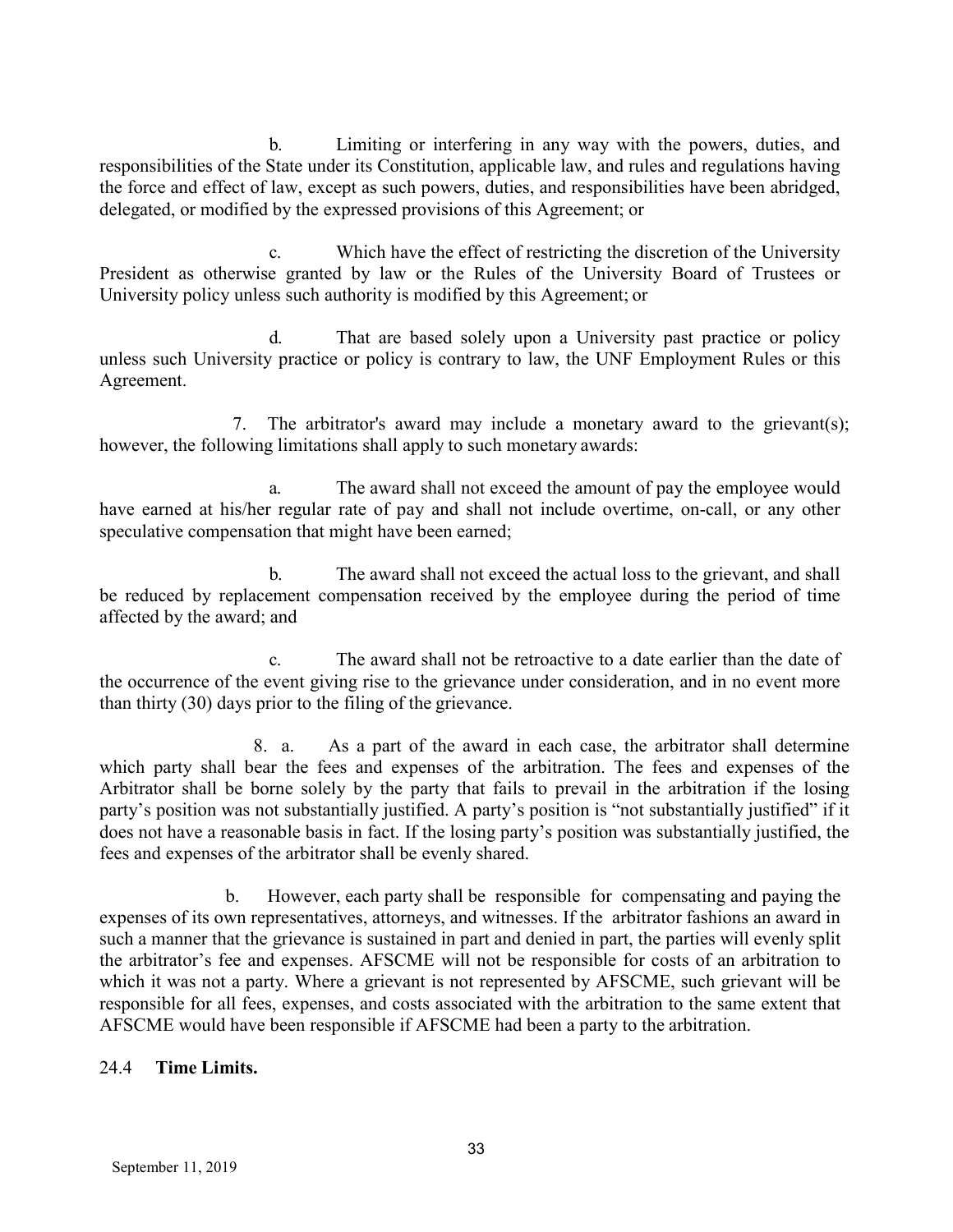b. Limiting or interfering in any way with the powers, duties, and responsibilities of the State under its Constitution, applicable law, and rules and regulations having the force and effect of law, except as such powers, duties, and responsibilities have been abridged, delegated, or modified by the expressed provisions of this Agreement; or

c. Which have the effect of restricting the discretion of the University President as otherwise granted by law or the Rules of the University Board of Trustees or University policy unless such authority is modified by this Agreement; or

d. That are based solely upon a University past practice or policy unless such University practice or policy is contrary to law, the UNF Employment Rules or this Agreement.

7. The arbitrator's award may include a monetary award to the grievant(s); however, the following limitations shall apply to such monetary awards:

a. The award shall not exceed the amount of pay the employee would have earned at his/her regular rate of pay and shall not include overtime, on-call, or any other speculative compensation that might have been earned;

b. The award shall not exceed the actual loss to the grievant, and shall be reduced by replacement compensation received by the employee during the period of time affected by the award; and

c. The award shall not be retroactive to a date earlier than the date of the occurrence of the event giving rise to the grievance under consideration, and in no event more than thirty (30) days prior to the filing of the grievance.

8. a. As a part of the award in each case, the arbitrator shall determine which party shall bear the fees and expenses of the arbitration. The fees and expenses of the Arbitrator shall be borne solely by the party that fails to prevail in the arbitration if the losing party's position was not substantially justified. A party's position is "not substantially justified" if it does not have a reasonable basis in fact. If the losing party's position was substantially justified, the fees and expenses of the arbitrator shall be evenly shared.

b. However, each party shall be responsible for compensating and paying the expenses of its own representatives, attorneys, and witnesses. If the arbitrator fashions an award in such a manner that the grievance is sustained in part and denied in part, the parties will evenly split the arbitrator's fee and expenses. AFSCME will not be responsible for costs of an arbitration to which it was not a party. Where a grievant is not represented by AFSCME, such grievant will be responsible for all fees, expenses, and costs associated with the arbitration to the same extent that AFSCME would have been responsible if AFSCME had been a party to the arbitration.

24.4 **Time Limits.**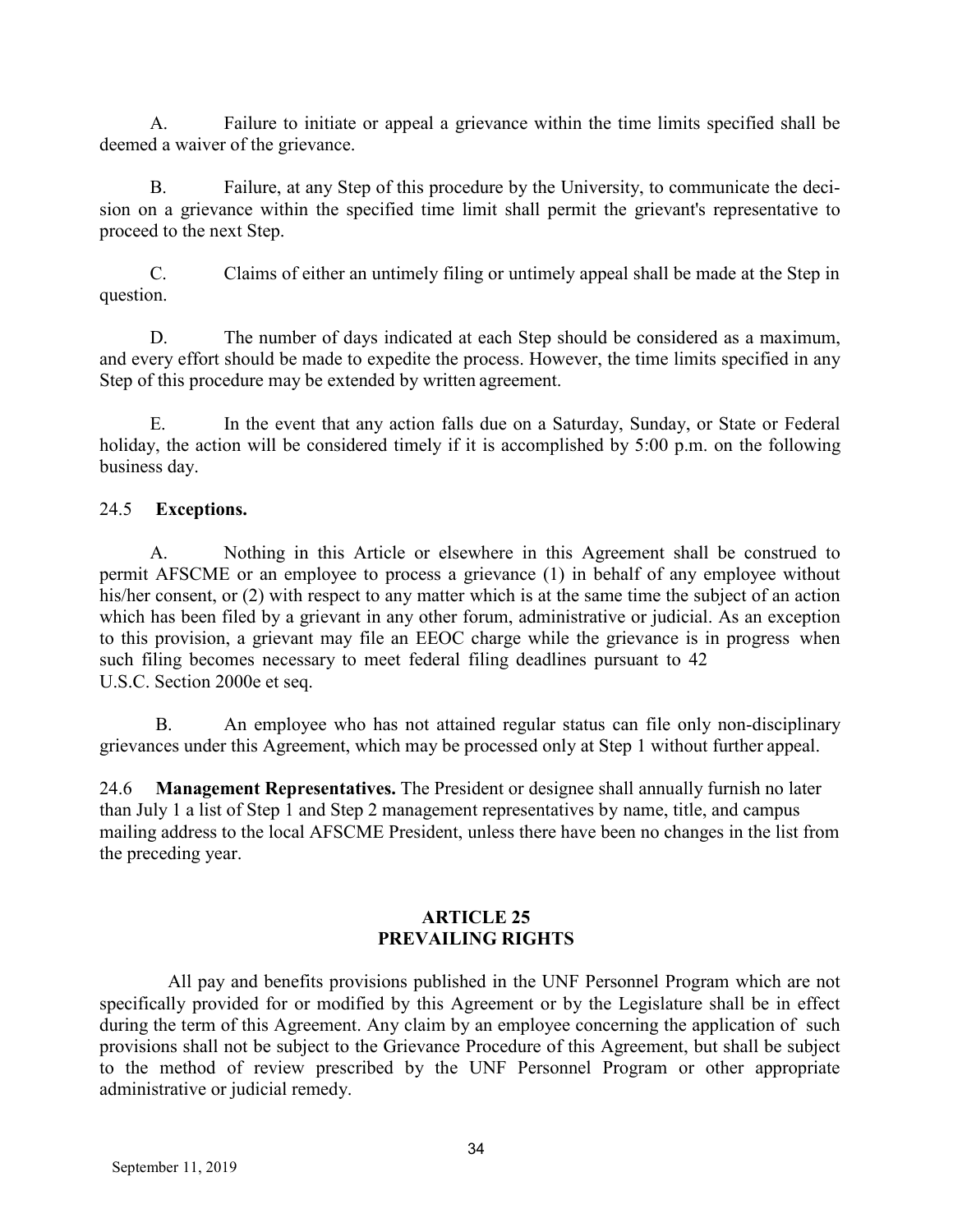A. Failure to initiate or appeal a grievance within the time limits specified shall be deemed a waiver of the grievance.

B. Failure, at any Step of this procedure by the University, to communicate the decision on a grievance within the specified time limit shall permit the grievant's representative to proceed to the next Step.

C. Claims of either an untimely filing or untimely appeal shall be made at the Step in question.

D. The number of days indicated at each Step should be considered as a maximum, and every effort should be made to expedite the process. However, the time limits specified in any Step of this procedure may be extended by written agreement.

E. In the event that any action falls due on a Saturday, Sunday, or State or Federal holiday, the action will be considered timely if it is accomplished by 5:00 p.m. on the following business day.

24.5 **Exceptions.**

A. Nothing in this Article or elsewhere in this Agreement shall be construed to permit AFSCME or an employee to process a grievance (1) in behalf of any employee without his/her consent, or (2) with respect to any matter which is at the same time the subject of an action which has been filed by a grievant in any other forum, administrative or judicial. As an exception to this provision, a grievant may file an EEOC charge while the grievance is in progress when such filing becomes necessary to meet federal filing deadlines pursuant to 42 U.S.C. Section 2000e et seq.

B. An employee who has not attained regular status can file only non-disciplinary grievances under this Agreement, which may be processed only at Step 1 without further appeal.

24.6 **Management Representatives.** The President or designee shall annually furnish no later than July 1 a list of Step 1 and Step 2 management representatives by name, title, and campus mailing address to the local AFSCME President, unless there have been no changes in the list from the preceding year.

## ARTICLE 25
## PREVAILING RIGHTS

All pay and benefits provisions published in the UNF Personnel Program which are not specifically provided for or modified by this Agreement or by the Legislature shall be in effect during the term of this Agreement. Any claim by an employee concerning the application of such provisions shall not be subject to the Grievance Procedure of this Agreement, but shall be subject to the method of review prescribed by the UNF Personnel Program or other appropriate administrative or judicial remedy.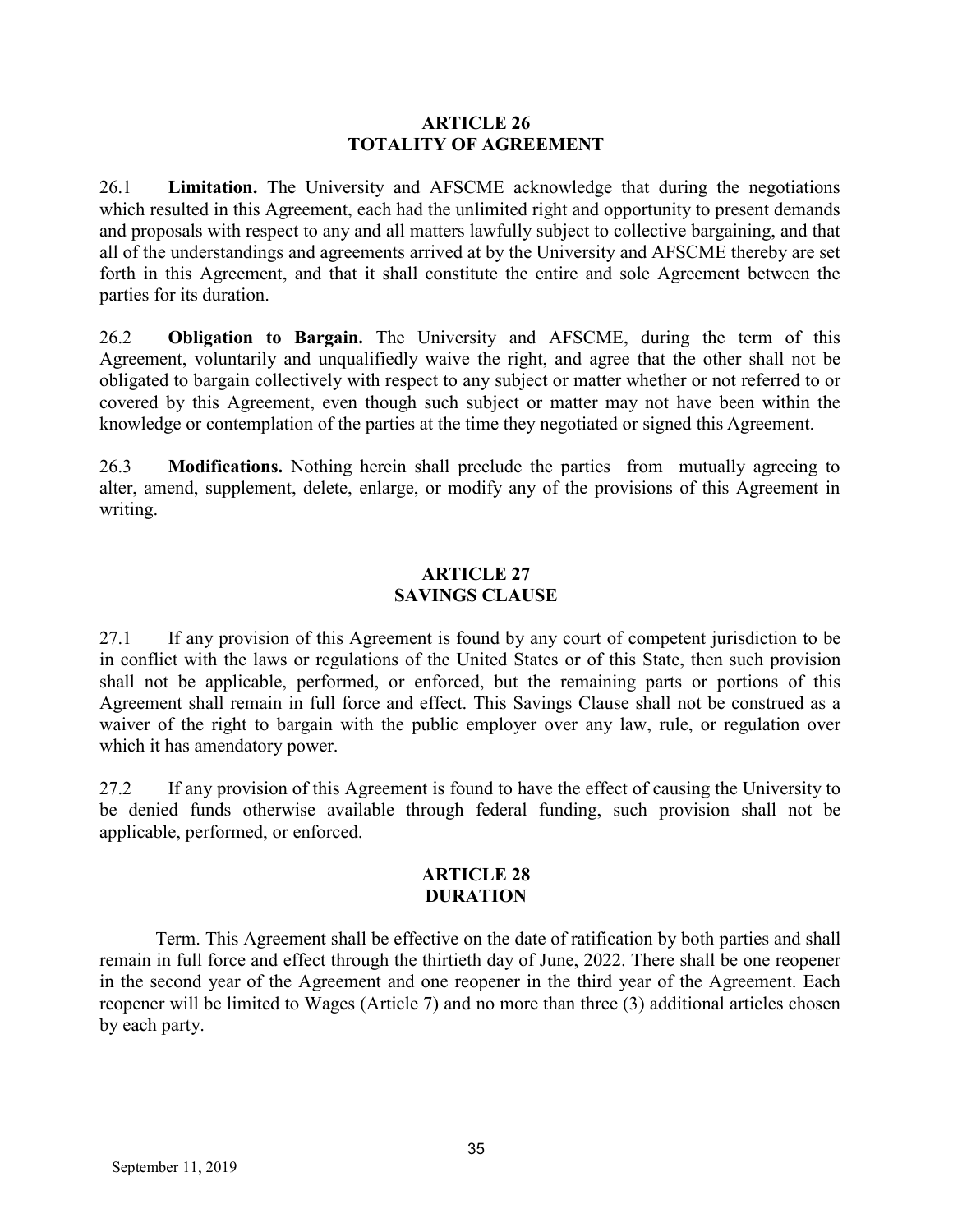## ARTICLE 26
## TOTALITY OF AGREEMENT

26.1 **Limitation.** The University and AFSCME acknowledge that during the negotiations which resulted in this Agreement, each had the unlimited right and opportunity to present demands and proposals with respect to any and all matters lawfully subject to collective bargaining, and that all of the understandings and agreements arrived at by the University and AFSCME thereby are set forth in this Agreement, and that it shall constitute the entire and sole Agreement between the parties for its duration.

26.2 **Obligation to Bargain.** The University and AFSCME, during the term of this Agreement, voluntarily and unqualifiedly waive the right, and agree that the other shall not be obligated to bargain collectively with respect to any subject or matter whether or not referred to or covered by this Agreement, even though such subject or matter may not have been within the knowledge or contemplation of the parties at the time they negotiated or signed this Agreement.

26.3 **Modifications.** Nothing herein shall preclude the parties from mutually agreeing to alter, amend, supplement, delete, enlarge, or modify any of the provisions of this Agreement in writing.

## ARTICLE 27
## SAVINGS CLAUSE

27.1 If any provision of this Agreement is found by any court of competent jurisdiction to be in conflict with the laws or regulations of the United States or of this State, then such provision shall not be applicable, performed, or enforced, but the remaining parts or portions of this Agreement shall remain in full force and effect. This Savings Clause shall not be construed as a waiver of the right to bargain with the public employer over any law, rule, or regulation over which it has amendatory power.

27.2 If any provision of this Agreement is found to have the effect of causing the University to be denied funds otherwise available through federal funding, such provision shall not be applicable, performed, or enforced.

## ARTICLE 28
## DURATION

Term. This Agreement shall be effective on the date of ratification by both parties and shall remain in full force and effect through the thirtieth day of June, 2022. There shall be one reopener in the second year of the Agreement and one reopener in the third year of the Agreement. Each reopener will be limited to Wages (Article 7) and no more than three (3) additional articles chosen by each party.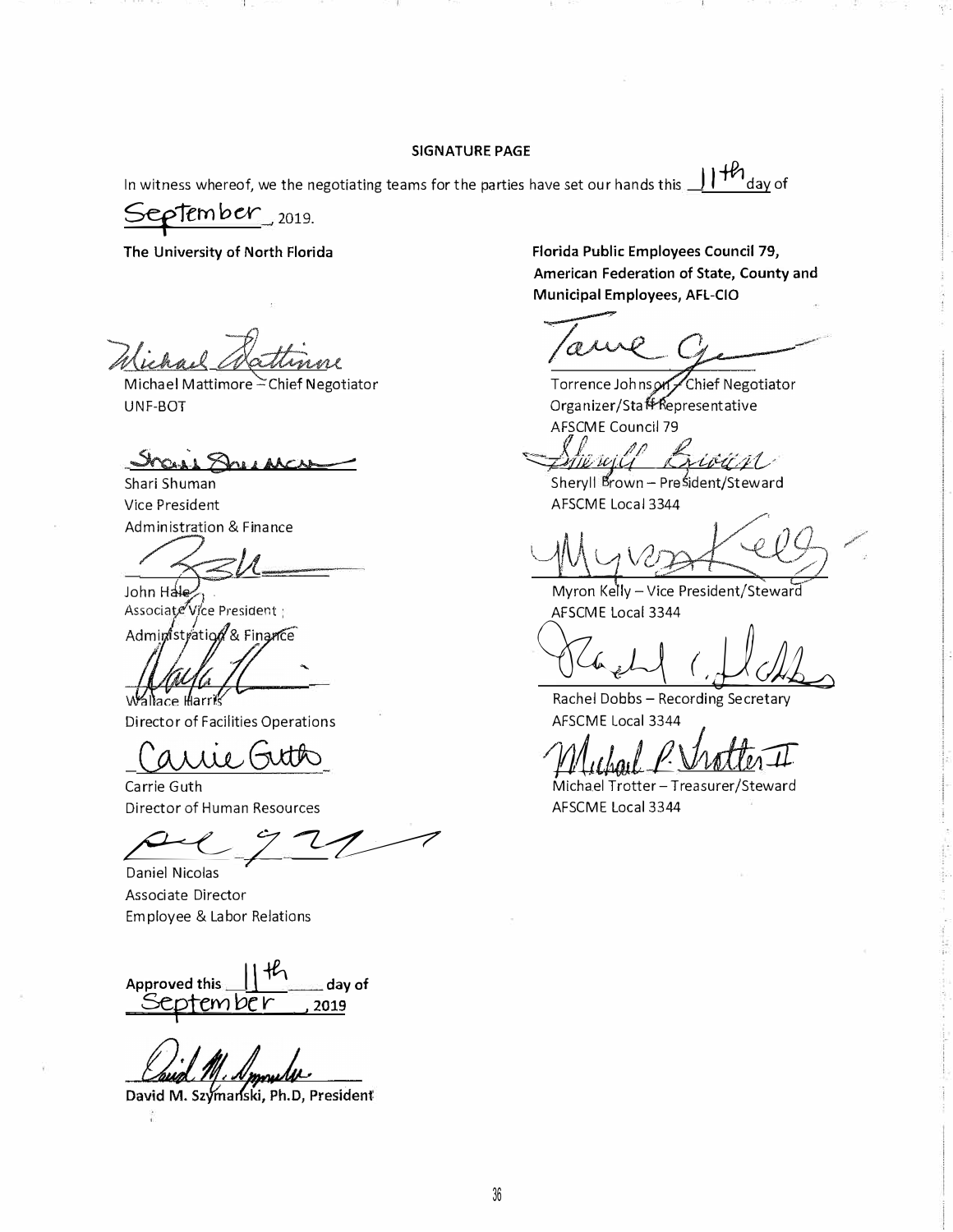**SIGNATURE PAGE**

In witness whereof, we the negotiating teams for the parties have set our hands this 11th day of September, 2019.

**The University of North Florida**

Michael Mattimore – Chief Negotiator
UNF-BOT

Shari Shuman
Vice President
Administration & Finance

John Hale
Associate Vice President
Administration & Finance

Wallace Harris
Director of Facilities Operations

Carrie Guth
Director of Human Resources

Daniel Nicolas
Associate Director
Employee & Labor Relations

**Florida Public Employees Council 79, American Federation of State, County and Municipal Employees, AFL-CIO**

Torrence Johnson – Chief Negotiator
Organizer/Staff Representative
AFSCME Council 79

Sheryll Brown – President/Steward
AFSCME Local 3344

Myron Kelly – Vice President/Steward
AFSCME Local 3344

Rachel Dobbs – Recording Secretary
AFSCME Local 3344

Michael Trotter – Treasurer/Steward
AFSCME Local 3344

**Approved this 11th day of September, 2019**

**David M. Szymanski, Ph.D, President**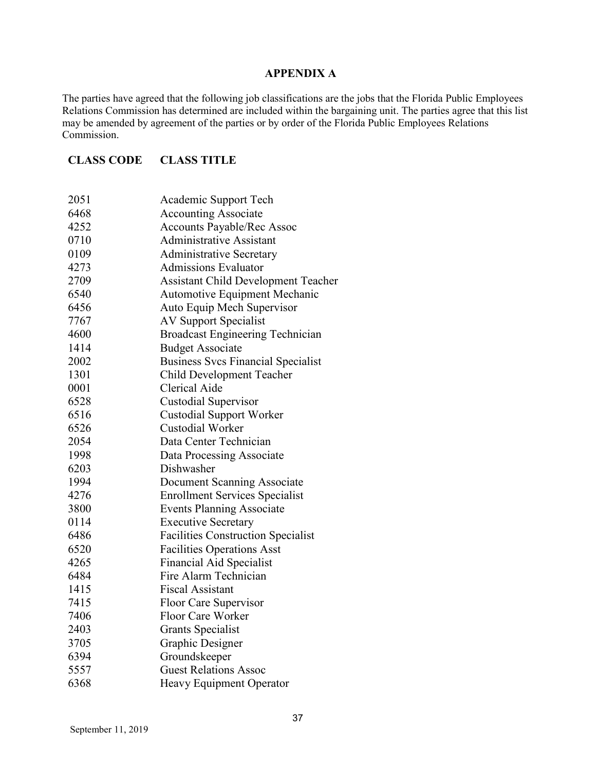## APPENDIX A

The parties have agreed that the following job classifications are the jobs that the Florida Public Employees Relations Commission has determined are included within the bargaining unit. The parties agree that this list may be amended by agreement of the parties or by order of the Florida Public Employees Relations Commission.

| CLASS CODE | CLASS TITLE |
|---|---|
| 2051 | Academic Support Tech |
| 6468 | Accounting Associate |
| 4252 | Accounts Payable/Rec Assoc |
| 0710 | Administrative Assistant |
| 0109 | Administrative Secretary |
| 4273 | Admissions Evaluator |
| 2709 | Assistant Child Development Teacher |
| 6540 | Automotive Equipment Mechanic |
| 6456 | Auto Equip Mech Supervisor |
| 7767 | AV Support Specialist |
| 4600 | Broadcast Engineering Technician |
| 1414 | Budget Associate |
| 2002 | Business Svcs Financial Specialist |
| 1301 | Child Development Teacher |
| 0001 | Clerical Aide |
| 6528 | Custodial Supervisor |
| 6516 | Custodial Support Worker |
| 6526 | Custodial Worker |
| 2054 | Data Center Technician |
| 1998 | Data Processing Associate |
| 6203 | Dishwasher |
| 1994 | Document Scanning Associate |
| 4276 | Enrollment Services Specialist |
| 3800 | Events Planning Associate |
| 0114 | Executive Secretary |
| 6486 | Facilities Construction Specialist |
| 6520 | Facilities Operations Asst |
| 4265 | Financial Aid Specialist |
| 6484 | Fire Alarm Technician |
| 1415 | Fiscal Assistant |
| 7415 | Floor Care Supervisor |
| 7406 | Floor Care Worker |
| 2403 | Grants Specialist |
| 3705 | Graphic Designer |
| 6394 | Groundskeeper |
| 5557 | Guest Relations Assoc |
| 6368 | Heavy Equipment Operator |

September 11, 2019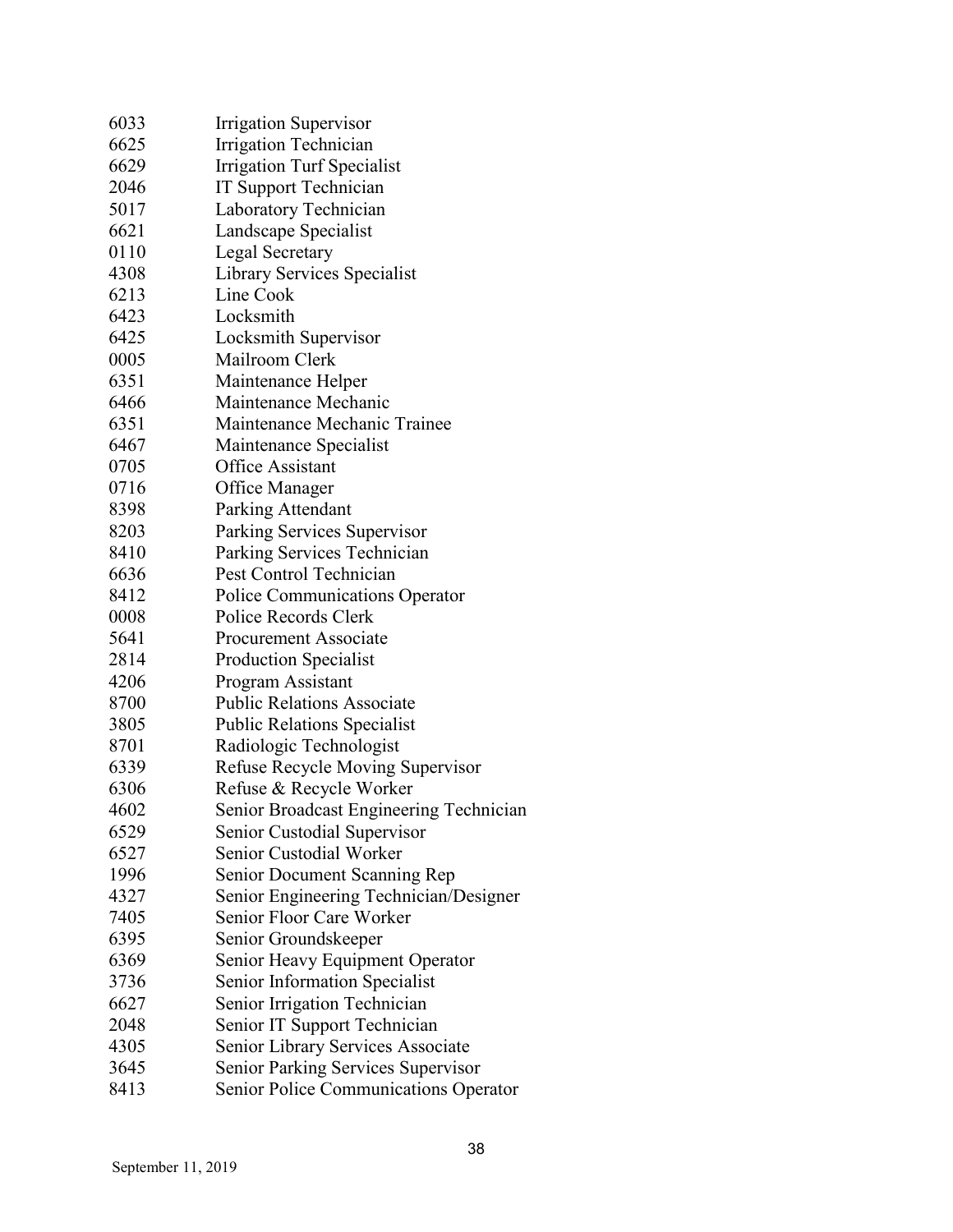| | |
|---|---|
| 6033 | Irrigation Supervisor |
| 6625 | Irrigation Technician |
| 6629 | Irrigation Turf Specialist |
| 2046 | IT Support Technician |
| 5017 | Laboratory Technician |
| 6621 | Landscape Specialist |
| 0110 | Legal Secretary |
| 4308 | Library Services Specialist |
| 6213 | Line Cook |
| 6423 | Locksmith |
| 6425 | Locksmith Supervisor |
| 0005 | Mailroom Clerk |
| 6351 | Maintenance Helper |
| 6466 | Maintenance Mechanic |
| 6351 | Maintenance Mechanic Trainee |
| 6467 | Maintenance Specialist |
| 0705 | Office Assistant |
| 0716 | Office Manager |
| 8398 | Parking Attendant |
| 8203 | Parking Services Supervisor |
| 8410 | Parking Services Technician |
| 6636 | Pest Control Technician |
| 8412 | Police Communications Operator |
| 0008 | Police Records Clerk |
| 5641 | Procurement Associate |
| 2814 | Production Specialist |
| 4206 | Program Assistant |
| 8700 | Public Relations Associate |
| 3805 | Public Relations Specialist |
| 8701 | Radiologic Technologist |
| 6339 | Refuse Recycle Moving Supervisor |
| 6306 | Refuse & Recycle Worker |
| 4602 | Senior Broadcast Engineering Technician |
| 6529 | Senior Custodial Supervisor |
| 6527 | Senior Custodial Worker |
| 1996 | Senior Document Scanning Rep |
| 4327 | Senior Engineering Technician/Designer |
| 7405 | Senior Floor Care Worker |
| 6395 | Senior Groundskeeper |
| 6369 | Senior Heavy Equipment Operator |
| 3736 | Senior Information Specialist |
| 6627 | Senior Irrigation Technician |
| 2048 | Senior IT Support Technician |
| 4305 | Senior Library Services Associate |
| 3645 | Senior Parking Services Supervisor |
| 8413 | Senior Police Communications Operator |

September 11, 2019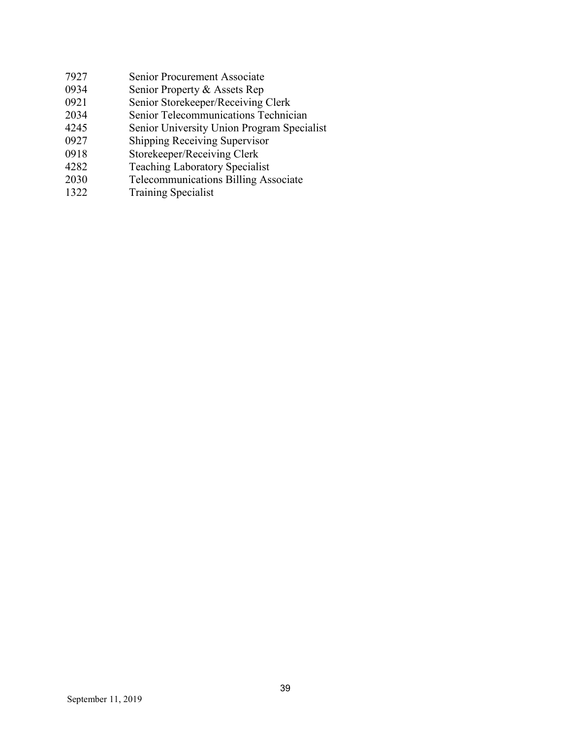| | |
|---|---|
| 7927 | Senior Procurement Associate |
| 0934 | Senior Property & Assets Rep |
| 0921 | Senior Storekeeper/Receiving Clerk |
| 2034 | Senior Telecommunications Technician |
| 4245 | Senior University Union Program Specialist |
| 0927 | Shipping Receiving Supervisor |
| 0918 | Storekeeper/Receiving Clerk |
| 4282 | Teaching Laboratory Specialist |
| 2030 | Telecommunications Billing Associate |
| 1322 | Training Specialist |

September 11, 2019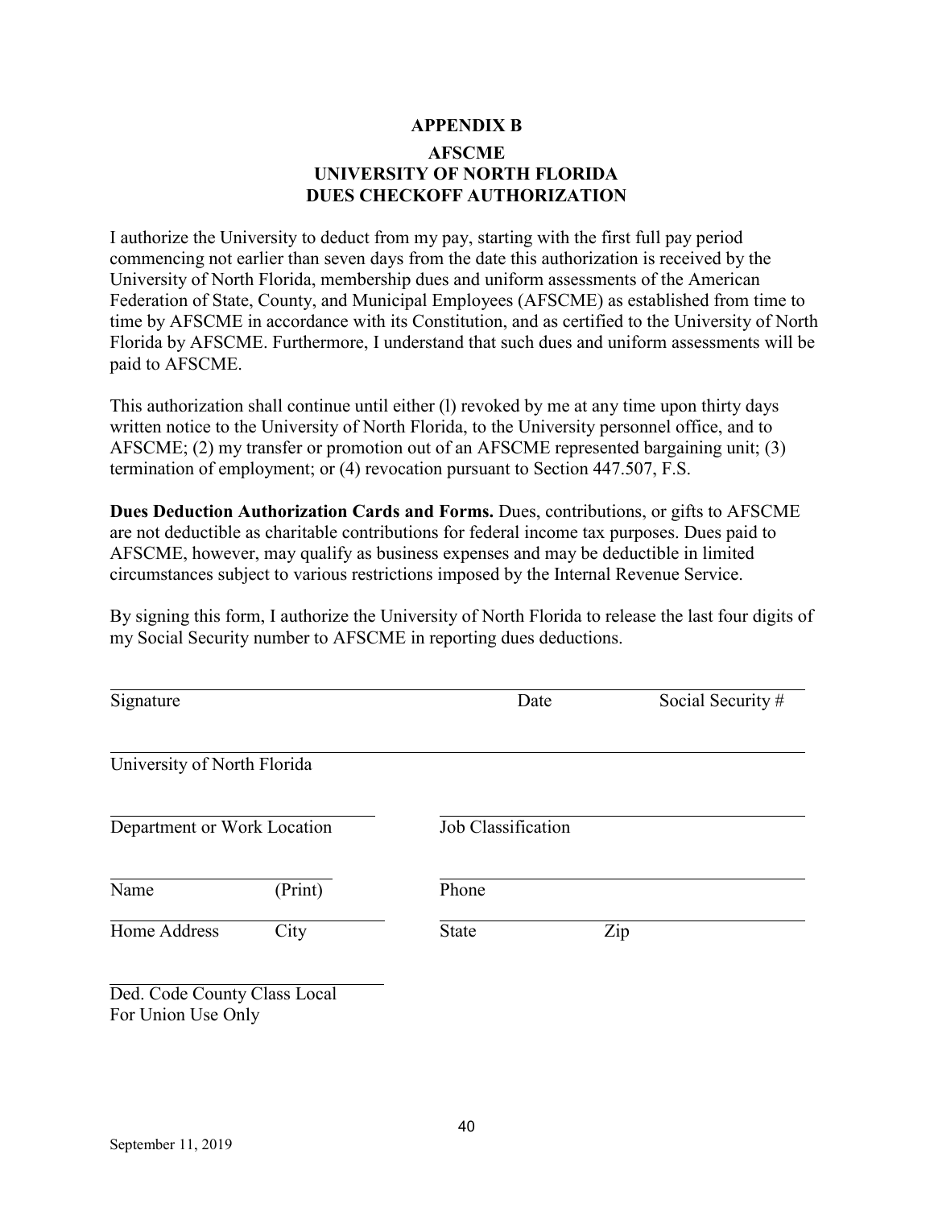**APPENDIX B**

**AFSCME**
**UNIVERSITY OF NORTH FLORIDA**
**DUES CHECKOFF AUTHORIZATION**

I authorize the University to deduct from my pay, starting with the first full pay period commencing not earlier than seven days from the date this authorization is received by the University of North Florida, membership dues and uniform assessments of the American Federation of State, County, and Municipal Employees (AFSCME) as established from time to time by AFSCME in accordance with its Constitution, and as certified to the University of North Florida by AFSCME. Furthermore, I understand that such dues and uniform assessments will be paid to AFSCME.

This authorization shall continue until either (l) revoked by me at any time upon thirty days written notice to the University of North Florida, to the University personnel office, and to AFSCME; (2) my transfer or promotion out of an AFSCME represented bargaining unit; (3) termination of employment; or (4) revocation pursuant to Section 447.507, F.S.

**Dues Deduction Authorization Cards and Forms.** Dues, contributions, or gifts to AFSCME are not deductible as charitable contributions for federal income tax purposes. Dues paid to AFSCME, however, may qualify as business expenses and may be deductible in limited circumstances subject to various restrictions imposed by the Internal Revenue Service.

By signing this form, I authorize the University of North Florida to release the last four digits of my Social Security number to AFSCME in reporting dues deductions.

_______________________________________________
Signature Date Social Security #

_______________________________________________
University of North Florida

_______________________ _______________________
Department or Work Location Job Classification

_______________________ _______________________
Name (Print) Phone

_______________________ _______________________
Home Address City State Zip

_______________________
Ded. Code County Class Local
For Union Use Only

September 11, 2019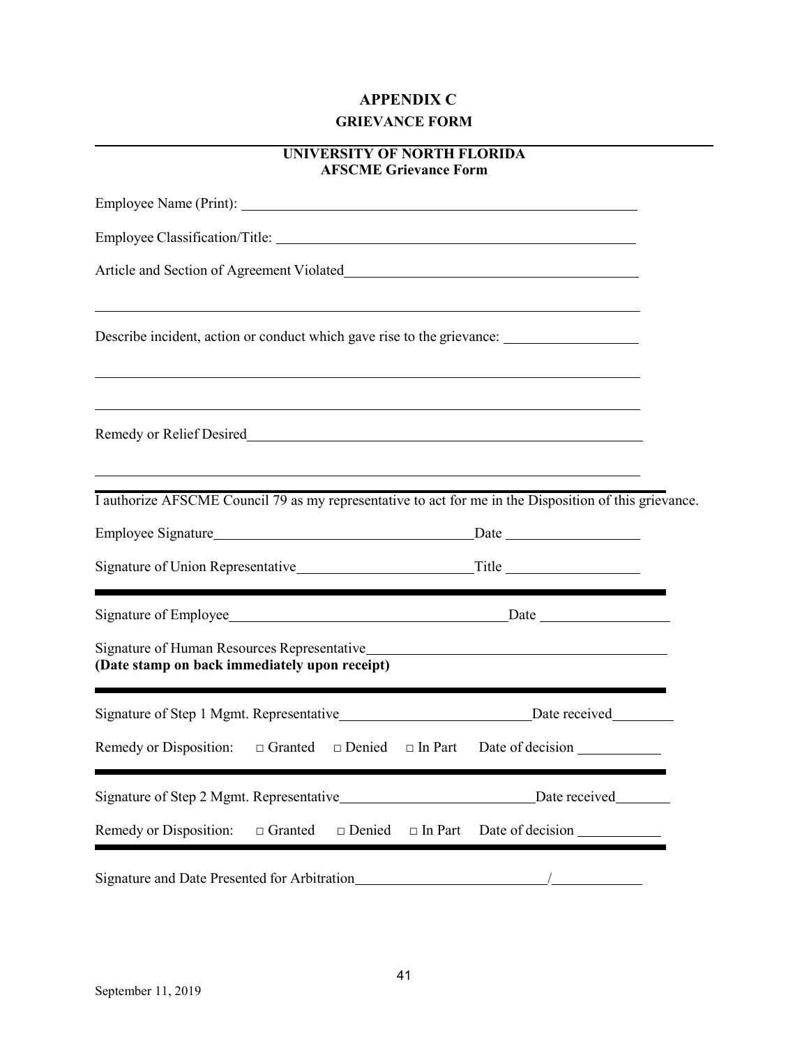# APPENDIX C

## GRIEVANCE FORM

---

**UNIVERSITY OF NORTH FLORIDA**
**AFSCME Grievance Form**

Employee Name (Print): ______________________________________________

Employee Classification/Title: ________________________________________

Article and Section of Agreement Violated_________________________________

______________________________________________________________________

Describe incident, action or conduct which gave rise to the grievance: ______________

______________________________________________________________________

______________________________________________________________________

Remedy or Relief Desired_____________________________________________

______________________________________________________________________

---

I authorize AFSCME Council 79 as my representative to act for me in the Disposition of this grievance.

Employee Signature_______________________________ Date ______________

Signature of Union Representative____________________ Title ______________

---

Signature of Employee_________________________________ Date ______________

Signature of Human Resources Representative__________________________________
**(Date stamp on back immediately upon receipt)**

---

Signature of Step 1 Mgmt. Representative______________________ Date received________

Remedy or Disposition: □ Granted □ Denied □ In Part Date of decision ___________

---

Signature of Step 2 Mgmt. Representative______________________ Date received________

Remedy or Disposition: □ Granted □ Denied □ In Part Date of decision ___________

---

Signature and Date Presented for Arbitration______________________/____________

September 11, 2019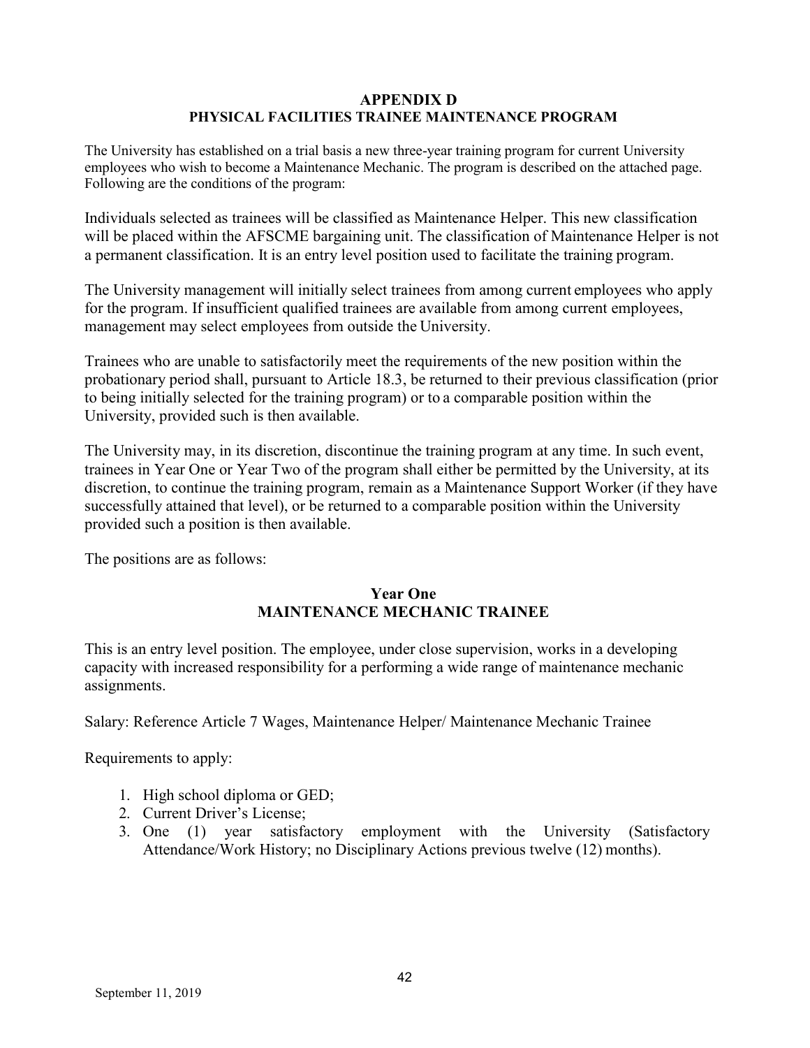# APPENDIX D
## PHYSICAL FACILITIES TRAINEE MAINTENANCE PROGRAM

The University has established on a trial basis a new three-year training program for current University employees who wish to become a Maintenance Mechanic. The program is described on the attached page. Following are the conditions of the program:

Individuals selected as trainees will be classified as Maintenance Helper. This new classification will be placed within the AFSCME bargaining unit. The classification of Maintenance Helper is not a permanent classification. It is an entry level position used to facilitate the training program.

The University management will initially select trainees from among current employees who apply for the program. If insufficient qualified trainees are available from among current employees, management may select employees from outside the University.

Trainees who are unable to satisfactorily meet the requirements of the new position within the probationary period shall, pursuant to Article 18.3, be returned to their previous classification (prior to being initially selected for the training program) or to a comparable position within the University, provided such is then available.

The University may, in its discretion, discontinue the training program at any time. In such event, trainees in Year One or Year Two of the program shall either be permitted by the University, at its discretion, to continue the training program, remain as a Maintenance Support Worker (if they have successfully attained that level), or be returned to a comparable position within the University provided such a position is then available.

The positions are as follows:

### Year One
### MAINTENANCE MECHANIC TRAINEE

This is an entry level position. The employee, under close supervision, works in a developing capacity with increased responsibility for a performing a wide range of maintenance mechanic assignments.

Salary: Reference Article 7 Wages, Maintenance Helper/ Maintenance Mechanic Trainee

Requirements to apply:

1. High school diploma or GED;
2. Current Driver's License;
3. One (1) year satisfactory employment with the University (Satisfactory Attendance/Work History; no Disciplinary Actions previous twelve (12) months).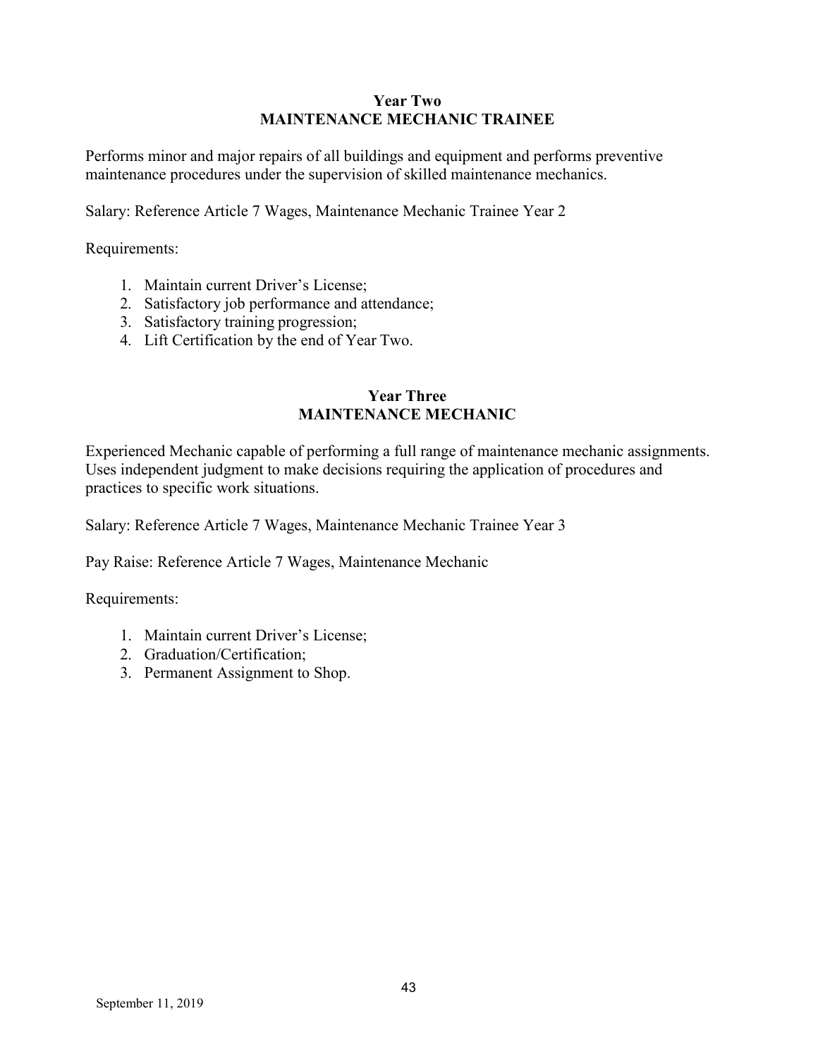## Year Two
## MAINTENANCE MECHANIC TRAINEE

Performs minor and major repairs of all buildings and equipment and performs preventive maintenance procedures under the supervision of skilled maintenance mechanics.

Salary: Reference Article 7 Wages, Maintenance Mechanic Trainee Year 2

Requirements:

1. Maintain current Driver's License;
2. Satisfactory job performance and attendance;
3. Satisfactory training progression;
4. Lift Certification by the end of Year Two.

## Year Three
## MAINTENANCE MECHANIC

Experienced Mechanic capable of performing a full range of maintenance mechanic assignments. Uses independent judgment to make decisions requiring the application of procedures and practices to specific work situations.

Salary: Reference Article 7 Wages, Maintenance Mechanic Trainee Year 3

Pay Raise: Reference Article 7 Wages, Maintenance Mechanic

Requirements:

1. Maintain current Driver's License;
2. Graduation/Certification;
3. Permanent Assignment to Shop.